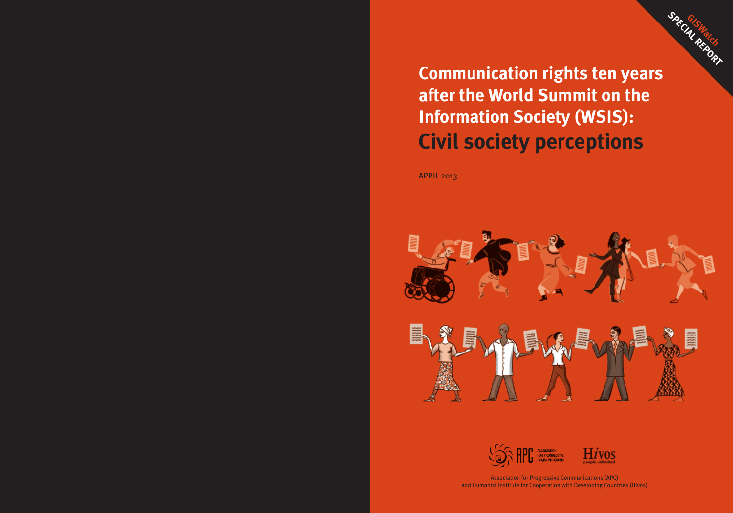GISWatch SPECIAL REPORT

# Communication rights ten years after the World Summit on the Information Society (WSIS): Civil society perceptions

APRIL 2013

ASSOCIATION FOR PROGRESSIVE COMMUNICATIONS

Hivos people unlimited

Association for Progressive Communications (APC)
and Humanist Institute for Cooperation with Developing Countries (Hivos)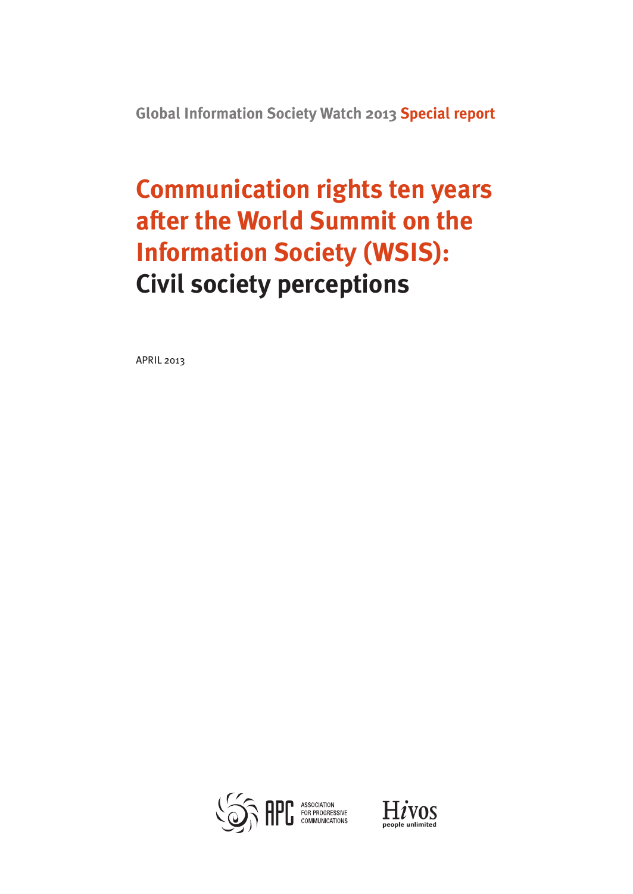Global Information Society Watch 2013 **Special report**

# Communication rights ten years after the World Summit on the Information Society (WSIS): Civil society perceptions

APRIL 2013

ASSOCIATION FOR PROGRESSIVE COMMUNICATIONS

Hivos people unlimited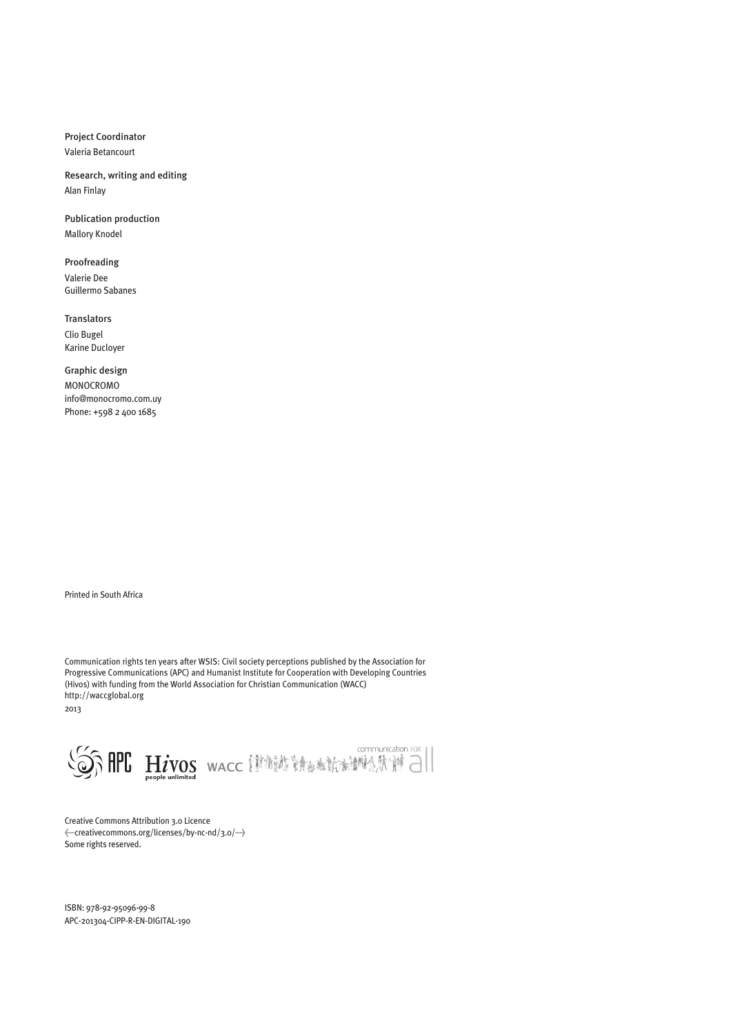Project Coordinator
Valeria Betancourt

Research, writing and editing
Alan Finlay

Publication production
Mallory Knodel

Proofreading
Valerie Dee
Guillermo Sabanes

Translators
Clio Bugel
Karine Ducloyer

Graphic design
MONOCROMO
info@monocromo.com.uy
Phone: +598 2 400 1685

Printed in South Africa

Communication rights ten years after WSIS: Civil society perceptions published by the Association for Progressive Communications (APC) and Humanist Institute for Cooperation with Developing Countries (Hivos) with funding from the World Association for Christian Communication (WACC)
http://waccglobal.org
2013

Creative Commons Attribution 3.0 Licence
‹creativecommons.org/licenses/by-nc-nd/3.0/›
Some rights reserved.

ISBN: 978-92-95096-99-8
APC-201304-CIPP-R-EN-DIGITAL-190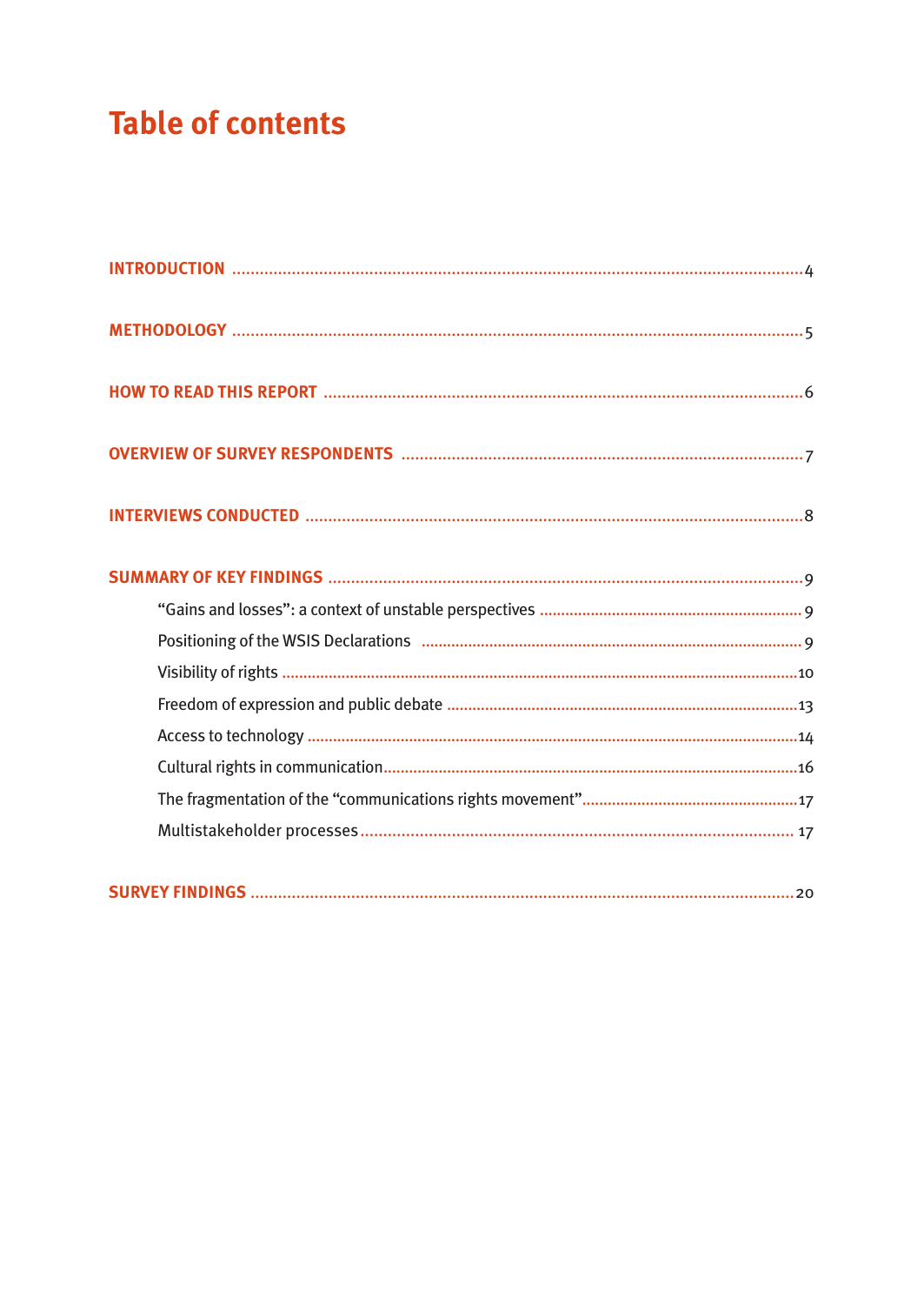# Table of contents

INTRODUCTION ..... 4

METHODOLOGY ..... 5

HOW TO READ THIS REPORT ..... 6

OVERVIEW OF SURVEY RESPONDENTS ..... 7

INTERVIEWS CONDUCTED ..... 8

SUMMARY OF KEY FINDINGS ..... 9

- "Gains and losses": a context of unstable perspectives ..... 9
- Positioning of the WSIS Declarations ..... 9
- Visibility of rights ..... 10
- Freedom of expression and public debate ..... 13
- Access to technology ..... 14
- Cultural rights in communication ..... 16
- The fragmentation of the "communications rights movement" ..... 17
- Multistakeholder processes ..... 17

SURVEY FINDINGS ..... 20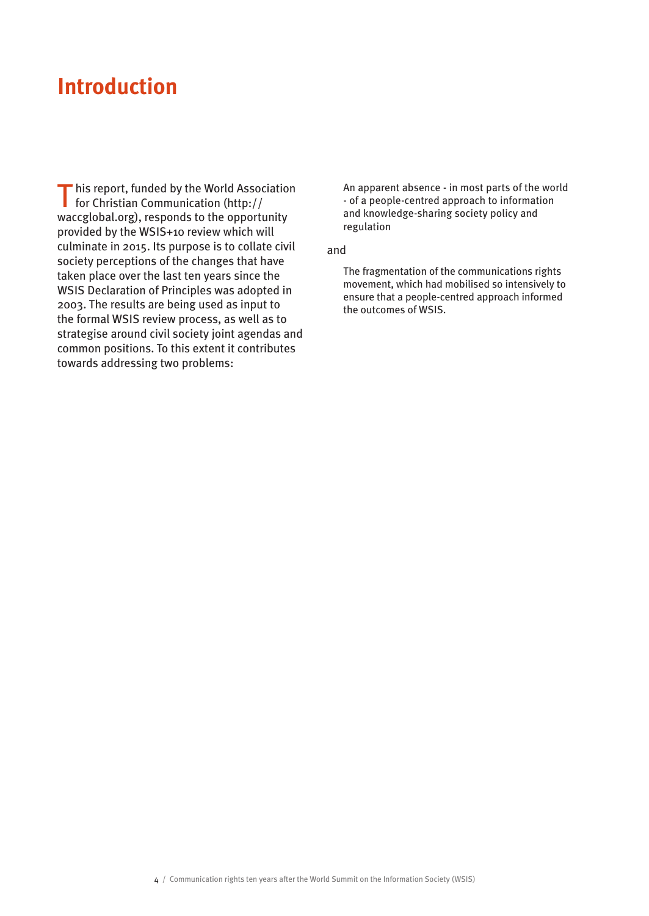# Introduction

This report, funded by the World Association for Christian Communication (http://waccglobal.org), responds to the opportunity provided by the WSIS+10 review which will culminate in 2015. Its purpose is to collate civil society perceptions of the changes that have taken place over the last ten years since the WSIS Declaration of Principles was adopted in 2003. The results are being used as input to the formal WSIS review process, as well as to strategise around civil society joint agendas and common positions. To this extent it contributes towards addressing two problems:

> An apparent absence - in most parts of the world - of a people-centred approach to information and knowledge-sharing society policy and regulation

and

> The fragmentation of the communications rights movement, which had mobilised so intensively to ensure that a people-centred approach informed the outcomes of WSIS.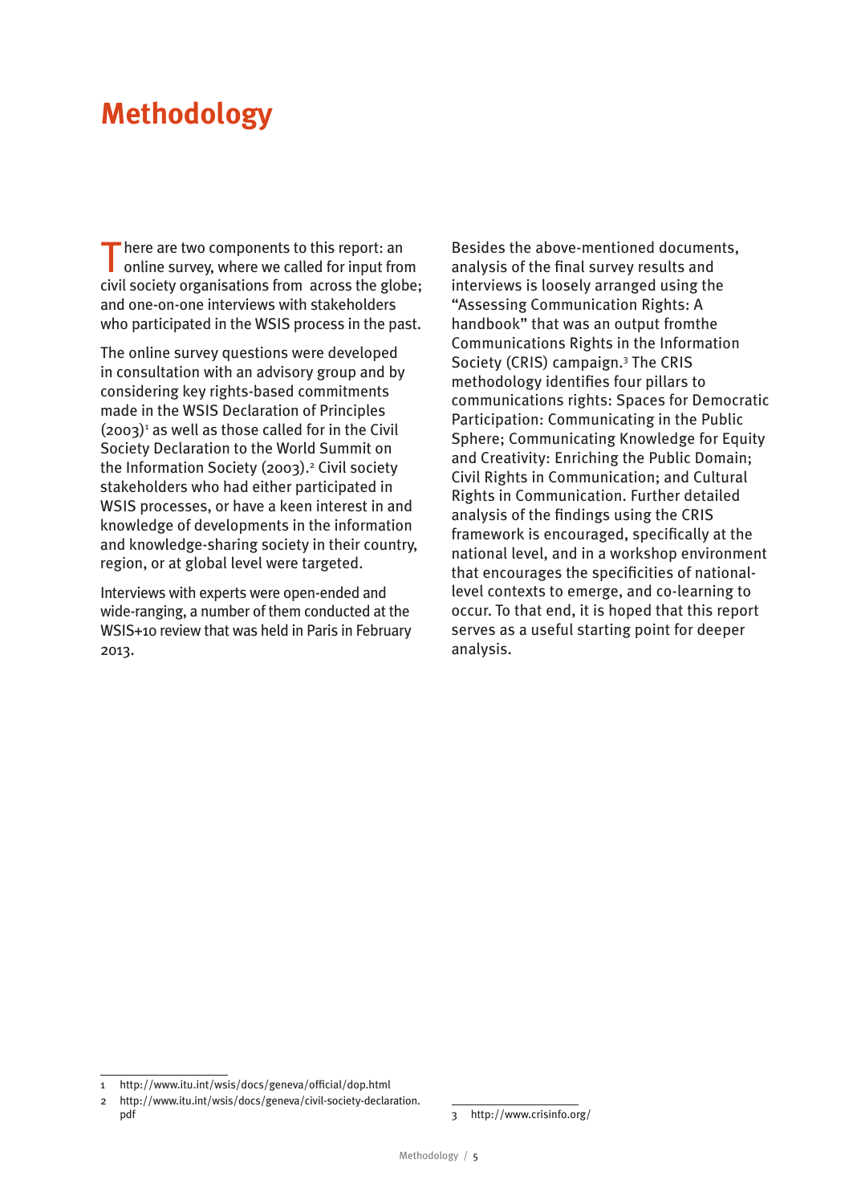# Methodology

There are two components to this report: an online survey, where we called for input from civil society organisations from across the globe; and one-on-one interviews with stakeholders who participated in the WSIS process in the past.

The online survey questions were developed in consultation with an advisory group and by considering key rights-based commitments made in the WSIS Declaration of Principles (2003)[1] as well as those called for in the Civil Society Declaration to the World Summit on the Information Society (2003).[2] Civil society stakeholders who had either participated in WSIS processes, or have a keen interest in and knowledge of developments in the information and knowledge-sharing society in their country, region, or at global level were targeted.

Interviews with experts were open-ended and wide-ranging, a number of them conducted at the WSIS+10 review that was held in Paris in February 2013.

Besides the above-mentioned documents, analysis of the final survey results and interviews is loosely arranged using the "Assessing Communication Rights: A handbook" that was an output fromthe Communications Rights in the Information Society (CRIS) campaign.[3] The CRIS methodology identifies four pillars to communications rights: Spaces for Democratic Participation: Communicating in the Public Sphere; Communicating Knowledge for Equity and Creativity: Enriching the Public Domain; Civil Rights in Communication; and Cultural Rights in Communication. Further detailed analysis of the findings using the CRIS framework is encouraged, specifically at the national level, and in a workshop environment that encourages the specificities of national-level contexts to emerge, and co-learning to occur. To that end, it is hoped that this report serves as a useful starting point for deeper analysis.

1 http://www.itu.int/wsis/docs/geneva/official/dop.html

2 http://www.itu.int/wsis/docs/geneva/civil-society-declaration.pdf

3 http://www.crisinfo.org/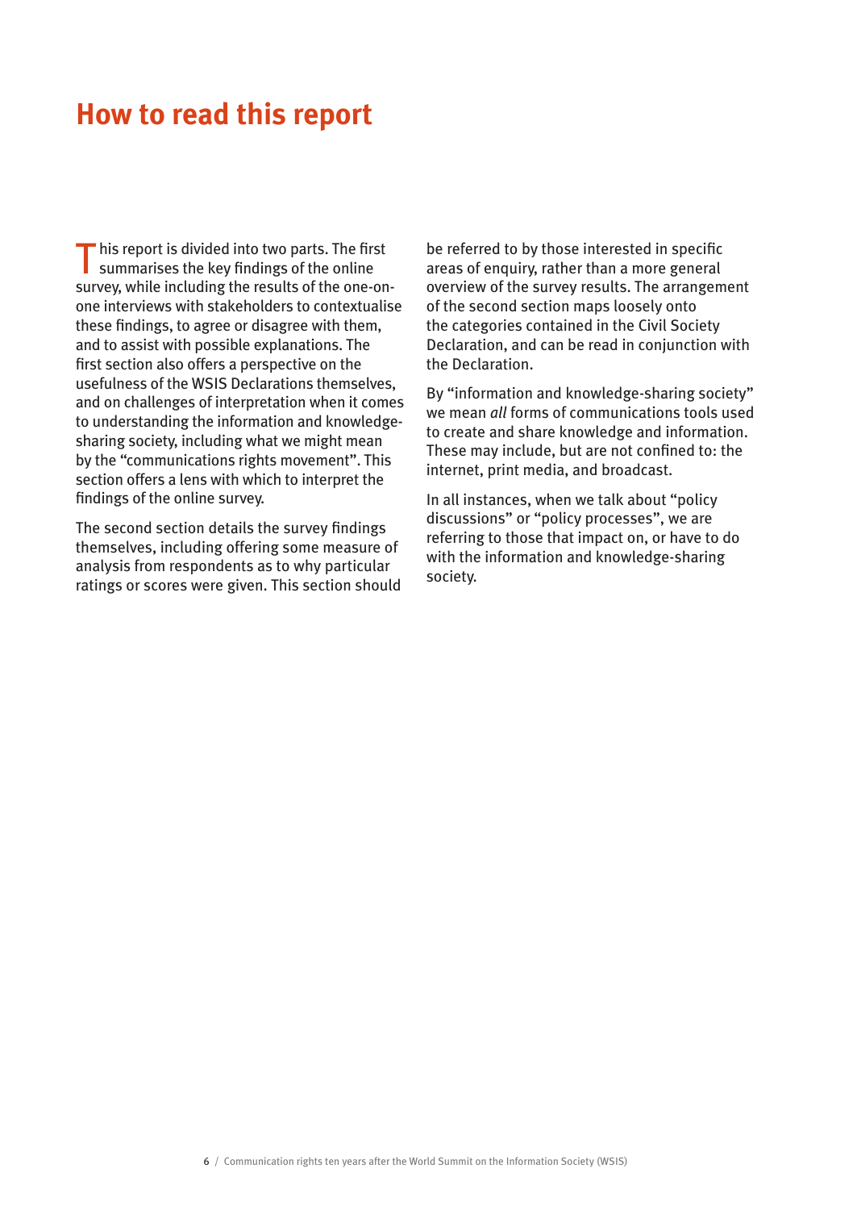# How to read this report

This report is divided into two parts. The first summarises the key findings of the online survey, while including the results of the one-on-one interviews with stakeholders to contextualise these findings, to agree or disagree with them, and to assist with possible explanations. The first section also offers a perspective on the usefulness of the WSIS Declarations themselves, and on challenges of interpretation when it comes to understanding the information and knowledge-sharing society, including what we might mean by the "communications rights movement". This section offers a lens with which to interpret the findings of the online survey.

The second section details the survey findings themselves, including offering some measure of analysis from respondents as to why particular ratings or scores were given. This section should be referred to by those interested in specific areas of enquiry, rather than a more general overview of the survey results. The arrangement of the second section maps loosely onto the categories contained in the Civil Society Declaration, and can be read in conjunction with the Declaration.

By "information and knowledge-sharing society" we mean *all* forms of communications tools used to create and share knowledge and information. These may include, but are not confined to: the internet, print media, and broadcast.

In all instances, when we talk about "policy discussions" or "policy processes", we are referring to those that impact on, or have to do with the information and knowledge-sharing society.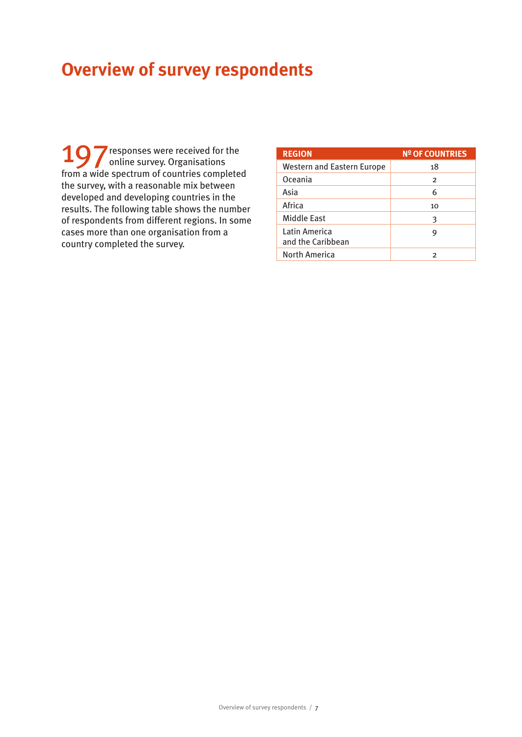# Overview of survey respondents

197 responses were received for the online survey. Organisations from a wide spectrum of countries completed the survey, with a reasonable mix between developed and developing countries in the results. The following table shows the number of respondents from different regions. In some cases more than one organisation from a country completed the survey.

| REGION | Nº OF COUNTRIES |
|---|---|
| Western and Eastern Europe | 18 |
| Oceania | 2 |
| Asia | 6 |
| Africa | 10 |
| Middle East | 3 |
| Latin America and the Caribbean | 9 |
| North America | 2 |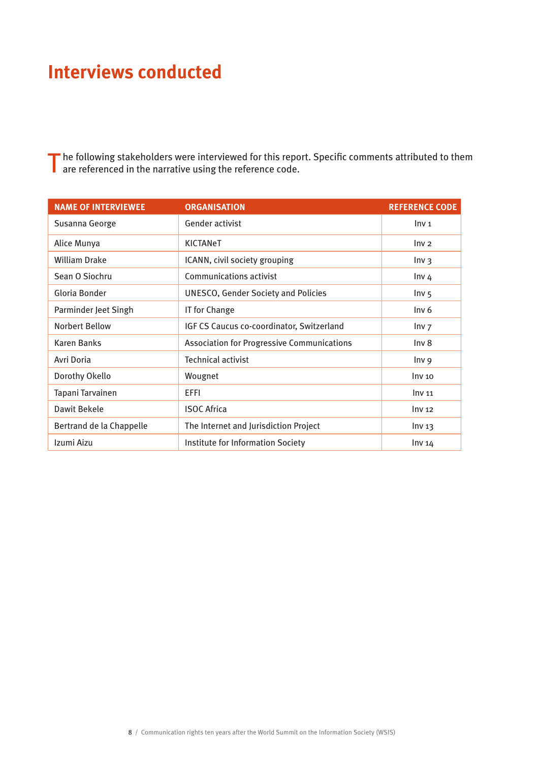# Interviews conducted

The following stakeholders were interviewed for this report. Specific comments attributed to them are referenced in the narrative using the reference code.

| NAME OF INTERVIEWEE | ORGANISATION | REFERENCE CODE |
|---|---|---|
| Susanna George | Gender activist | Inv 1 |
| Alice Munya | KICTANeT | Inv 2 |
| William Drake | ICANN, civil society grouping | Inv 3 |
| Sean O Siochru | Communications activist | Inv 4 |
| Gloria Bonder | UNESCO, Gender Society and Policies | Inv 5 |
| Parminder Jeet Singh | IT for Change | Inv 6 |
| Norbert Bellow | IGF CS Caucus co-coordinator, Switzerland | Inv 7 |
| Karen Banks | Association for Progressive Communications | Inv 8 |
| Avri Doria | Technical activist | Inv 9 |
| Dorothy Okello | Wougnet | Inv 10 |
| Tapani Tarvainen | EFFI | Inv 11 |
| Dawit Bekele | ISOC Africa | Inv 12 |
| Bertrand de la Chappelle | The Internet and Jurisdiction Project | Inv 13 |
| Izumi Aizu | Institute for Information Society | Inv 14 |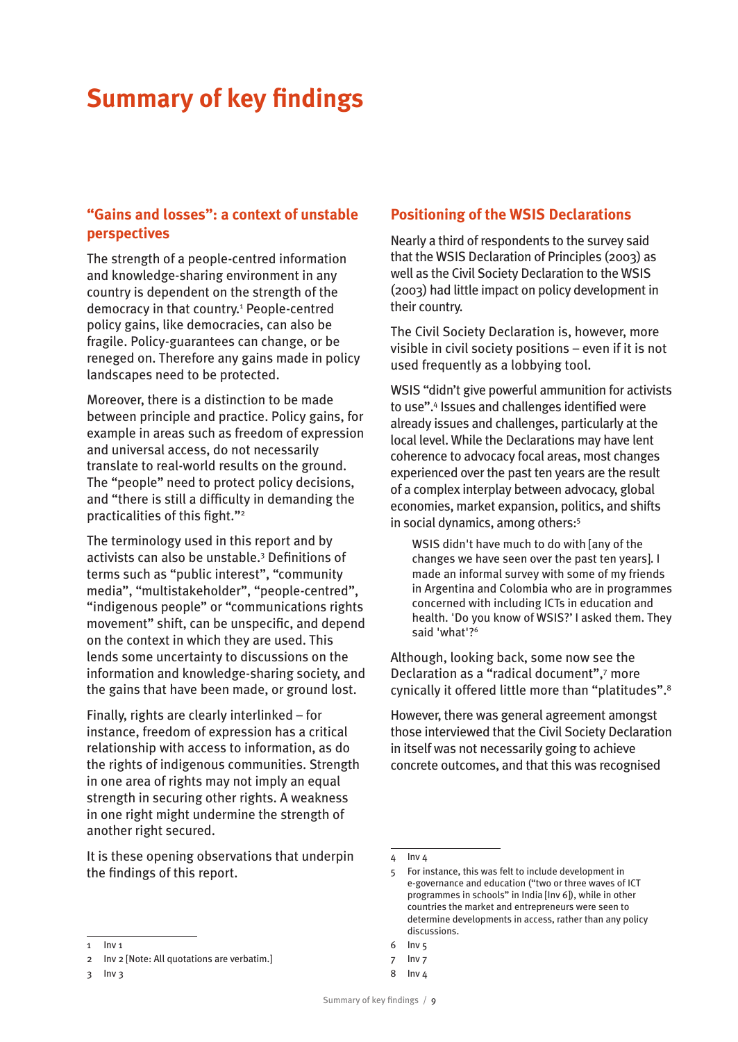# Summary of key findings

## "Gains and losses": a context of unstable perspectives

The strength of a people-centred information and knowledge-sharing environment in any country is dependent on the strength of the democracy in that country.[1] People-centred policy gains, like democracies, can also be fragile. Policy-guarantees can change, or be reneged on. Therefore any gains made in policy landscapes need to be protected.

Moreover, there is a distinction to be made between principle and practice. Policy gains, for example in areas such as freedom of expression and universal access, do not necessarily translate to real-world results on the ground. The "people" need to protect policy decisions, and "there is still a difficulty in demanding the practicalities of this fight."[2]

The terminology used in this report and by activists can also be unstable.[3] Definitions of terms such as "public interest", "community media", "multistakeholder", "people-centred", "indigenous people" or "communications rights movement" shift, can be unspecific, and depend on the context in which they are used. This lends some uncertainty to discussions on the information and knowledge-sharing society, and the gains that have been made, or ground lost.

Finally, rights are clearly interlinked – for instance, freedom of expression has a critical relationship with access to information, as do the rights of indigenous communities. Strength in one area of rights may not imply an equal strength in securing other rights. A weakness in one right might undermine the strength of another right secured.

It is these opening observations that underpin the findings of this report.

## Positioning of the WSIS Declarations

Nearly a third of respondents to the survey said that the WSIS Declaration of Principles (2003) as well as the Civil Society Declaration to the WSIS (2003) had little impact on policy development in their country.

The Civil Society Declaration is, however, more visible in civil society positions – even if it is not used frequently as a lobbying tool.

WSIS "didn't give powerful ammunition for activists to use".[4] Issues and challenges identified were already issues and challenges, particularly at the local level. While the Declarations may have lent coherence to advocacy focal areas, most changes experienced over the past ten years are the result of a complex interplay between advocacy, global economies, market expansion, politics, and shifts in social dynamics, among others:[5]

> WSIS didn't have much to do with [any of the changes we have seen over the past ten years]. I made an informal survey with some of my friends in Argentina and Colombia who are in programmes concerned with including ICTs in education and health. 'Do you know of WSIS?' I asked them. They said 'what'?[6]

Although, looking back, some now see the Declaration as a "radical document",[7] more cynically it offered little more than "platitudes".[8]

However, there was general agreement amongst those interviewed that the Civil Society Declaration in itself was not necessarily going to achieve concrete outcomes, and that this was recognised

---

1 Inv 1

2 Inv 2 [Note: All quotations are verbatim.]

3 Inv 3

4 Inv 4

5 For instance, this was felt to include development in e-governance and education ("two or three waves of ICT programmes in schools" in India [Inv 6]), while in other countries the market and entrepreneurs were seen to determine developments in access, rather than any policy discussions.

6 Inv 5

7 Inv 7

8 Inv 4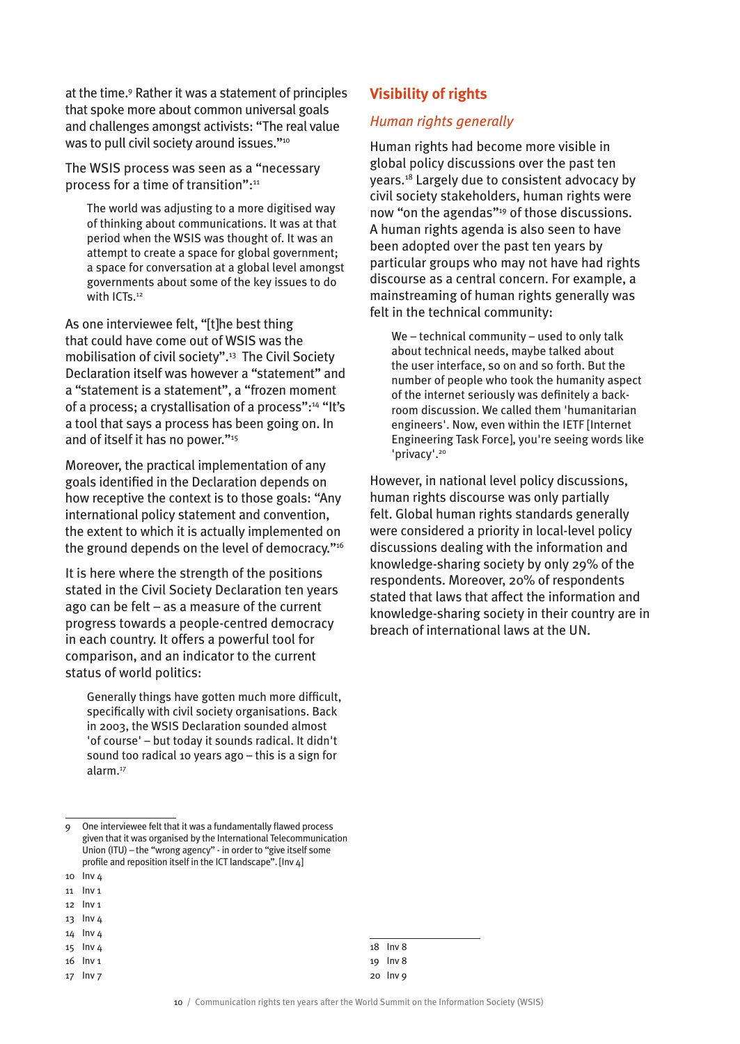at the time.[9] Rather it was a statement of principles that spoke more about common universal goals and challenges amongst activists: "The real value was to pull civil society around issues."[10]

The WSIS process was seen as a "necessary process for a time of transition":[11]

> The world was adjusting to a more digitised way of thinking about communications. It was at that period when the WSIS was thought of. It was an attempt to create a space for global government; a space for conversation at a global level amongst governments about some of the key issues to do with ICTs.[12]

As one interviewee felt, "[t]he best thing that could have come out of WSIS was the mobilisation of civil society".[13] The Civil Society Declaration itself was however a "statement" and a "statement is a statement", a "frozen moment of a process; a crystallisation of a process":[14] "It's a tool that says a process has been going on. In and of itself it has no power."[15]

Moreover, the practical implementation of any goals identified in the Declaration depends on how receptive the context is to those goals: "Any international policy statement and convention, the extent to which it is actually implemented on the ground depends on the level of democracy."[16]

It is here where the strength of the positions stated in the Civil Society Declaration ten years ago can be felt – as a measure of the current progress towards a people-centred democracy in each country. It offers a powerful tool for comparison, and an indicator to the current status of world politics:

> Generally things have gotten much more difficult, specifically with civil society organisations. Back in 2003, the WSIS Declaration sounded almost 'of course' – but today it sounds radical. It didn't sound too radical 10 years ago – this is a sign for alarm.[17]

## Visibility of rights

### *Human rights generally*

Human rights had become more visible in global policy discussions over the past ten years.[18] Largely due to consistent advocacy by civil society stakeholders, human rights were now "on the agendas"[19] of those discussions. A human rights agenda is also seen to have been adopted over the past ten years by particular groups who may not have had rights discourse as a central concern. For example, a mainstreaming of human rights generally was felt in the technical community:

> We – technical community – used to only talk about technical needs, maybe talked about the user interface, so on and so forth. But the number of people who took the humanity aspect of the internet seriously was definitely a back-room discussion. We called them 'humanitarian engineers'. Now, even within the IETF [Internet Engineering Task Force], you're seeing words like 'privacy'.[20]

However, in national level policy discussions, human rights discourse was only partially felt. Global human rights standards generally were considered a priority in local-level policy discussions dealing with the information and knowledge-sharing society by only 29% of the respondents. Moreover, 20% of respondents stated that laws that affect the information and knowledge-sharing society in their country are in breach of international laws at the UN.

---

9 One interviewee felt that it was a fundamentally flawed process given that it was organised by the International Telecommunication Union (ITU) – the "wrong agency" - in order to "give itself some profile and reposition itself in the ICT landscape". [Inv 4]

10 Inv 4

11 Inv 1

12 Inv 1

13 Inv 4

14 Inv 4

15 Inv 4

16 Inv 1

17 Inv 7

18 Inv 8

19 Inv 8

20 Inv 9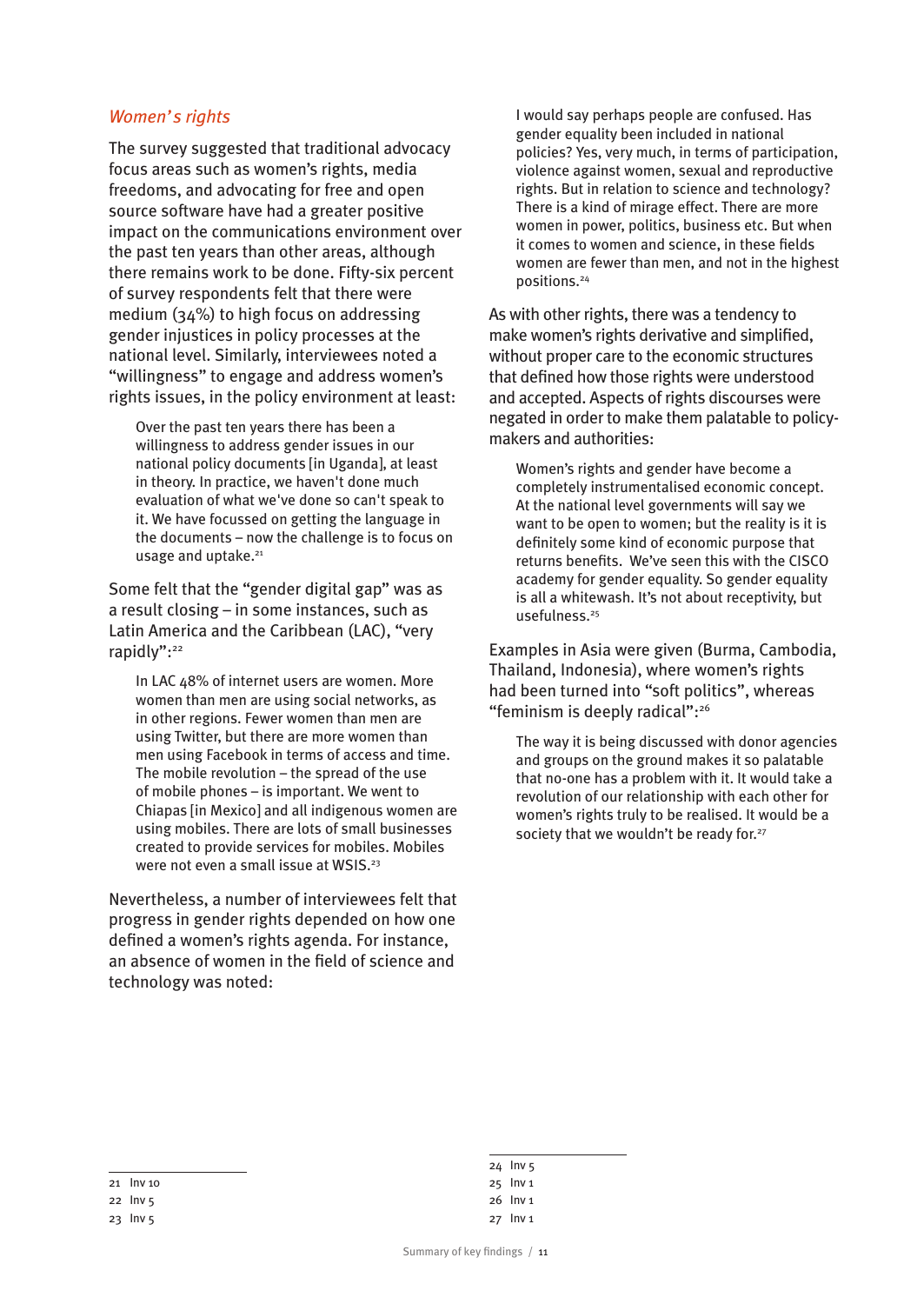### *Women's rights*

The survey suggested that traditional advocacy focus areas such as women's rights, media freedoms, and advocating for free and open source software have had a greater positive impact on the communications environment over the past ten years than other areas, although there remains work to be done. Fifty-six percent of survey respondents felt that there were medium (34%) to high focus on addressing gender injustices in policy processes at the national level. Similarly, interviewees noted a "willingness" to engage and address women's rights issues, in the policy environment at least:

> Over the past ten years there has been a willingness to address gender issues in our national policy documents [in Uganda], at least in theory. In practice, we haven't done much evaluation of what we've done so can't speak to it. We have focussed on getting the language in the documents – now the challenge is to focus on usage and uptake.[21]

Some felt that the "gender digital gap" was as a result closing – in some instances, such as Latin America and the Caribbean (LAC), "very rapidly":[22]

> In LAC 48% of internet users are women. More women than men are using social networks, as in other regions. Fewer women than men are using Twitter, but there are more women than men using Facebook in terms of access and time. The mobile revolution – the spread of the use of mobile phones – is important. We went to Chiapas [in Mexico] and all indigenous women are using mobiles. There are lots of small businesses created to provide services for mobiles. Mobiles were not even a small issue at WSIS.[23]

Nevertheless, a number of interviewees felt that progress in gender rights depended on how one defined a women's rights agenda. For instance, an absence of women in the field of science and technology was noted:

> I would say perhaps people are confused. Has gender equality been included in national policies? Yes, very much, in terms of participation, violence against women, sexual and reproductive rights. But in relation to science and technology? There is a kind of mirage effect. There are more women in power, politics, business etc. But when it comes to women and science, in these fields women are fewer than men, and not in the highest positions.[24]

As with other rights, there was a tendency to make women's rights derivative and simplified, without proper care to the economic structures that defined how those rights were understood and accepted. Aspects of rights discourses were negated in order to make them palatable to policy-makers and authorities:

> Women's rights and gender have become a completely instrumentalised economic concept. At the national level governments will say we want to be open to women; but the reality is it is definitely some kind of economic purpose that returns benefits. We've seen this with the CISCO academy for gender equality. So gender equality is all a whitewash. It's not about receptivity, but usefulness.[25]

Examples in Asia were given (Burma, Cambodia, Thailand, Indonesia), where women's rights had been turned into "soft politics", whereas "feminism is deeply radical":[26]

> The way it is being discussed with donor agencies and groups on the ground makes it so palatable that no-one has a problem with it. It would take a revolution of our relationship with each other for women's rights truly to be realised. It would be a society that we wouldn't be ready for.[27]

---

21 Inv 10
22 Inv 5
23 Inv 5
24 Inv 5
25 Inv 1
26 Inv 1
27 Inv 1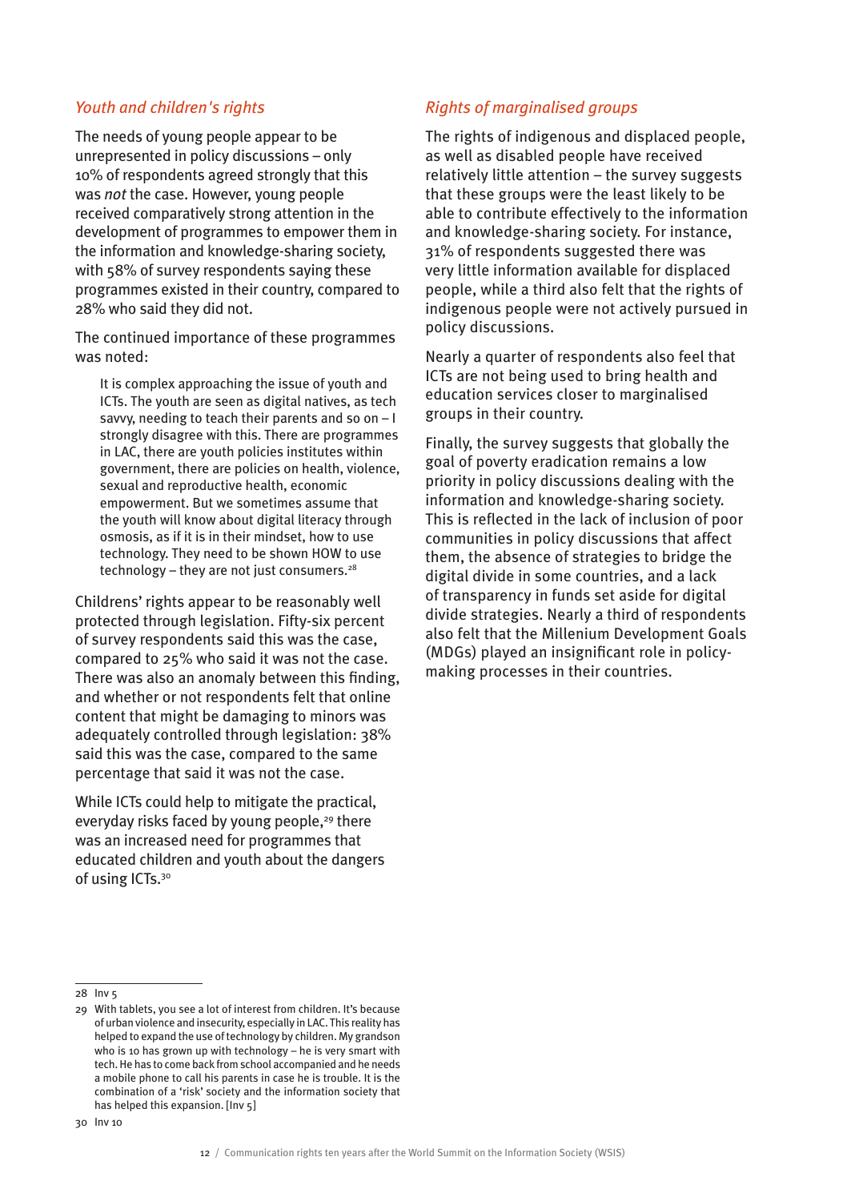## *Youth and children's rights*

The needs of young people appear to be unrepresented in policy discussions – only 10% of respondents agreed strongly that this was *not* the case. However, young people received comparatively strong attention in the development of programmes to empower them in the information and knowledge-sharing society, with 58% of survey respondents saying these programmes existed in their country, compared to 28% who said they did not.

The continued importance of these programmes was noted:

> It is complex approaching the issue of youth and ICTs. The youth are seen as digital natives, as tech savvy, needing to teach their parents and so on – I strongly disagree with this. There are programmes in LAC, there are youth policies institutes within government, there are policies on health, violence, sexual and reproductive health, economic empowerment. But we sometimes assume that the youth will know about digital literacy through osmosis, as if it is in their mindset, how to use technology. They need to be shown HOW to use technology – they are not just consumers.[28]

Childrens' rights appear to be reasonably well protected through legislation. Fifty-six percent of survey respondents said this was the case, compared to 25% who said it was not the case. There was also an anomaly between this finding, and whether or not respondents felt that online content that might be damaging to minors was adequately controlled through legislation: 38% said this was the case, compared to the same percentage that said it was not the case.

While ICTs could help to mitigate the practical, everyday risks faced by young people,[29] there was an increased need for programmes that educated children and youth about the dangers of using ICTs.[30]

## *Rights of marginalised groups*

The rights of indigenous and displaced people, as well as disabled people have received relatively little attention – the survey suggests that these groups were the least likely to be able to contribute effectively to the information and knowledge-sharing society. For instance, 31% of respondents suggested there was very little information available for displaced people, while a third also felt that the rights of indigenous people were not actively pursued in policy discussions.

Nearly a quarter of respondents also feel that ICTs are not being used to bring health and education services closer to marginalised groups in their country.

Finally, the survey suggests that globally the goal of poverty eradication remains a low priority in policy discussions dealing with the information and knowledge-sharing society. This is reflected in the lack of inclusion of poor communities in policy discussions that affect them, the absence of strategies to bridge the digital divide in some countries, and a lack of transparency in funds set aside for digital divide strategies. Nearly a third of respondents also felt that the Millenium Development Goals (MDGs) played an insignificant role in policy-making processes in their countries.

---

28 Inv 5

29 With tablets, you see a lot of interest from children. It's because of urban violence and insecurity, especially in LAC. This reality has helped to expand the use of technology by children. My grandson who is 10 has grown up with technology – he is very smart with tech. He has to come back from school accompanied and he needs a mobile phone to call his parents in case he is trouble. It is the combination of a 'risk' society and the information society that has helped this expansion. [Inv 5]

30 Inv 10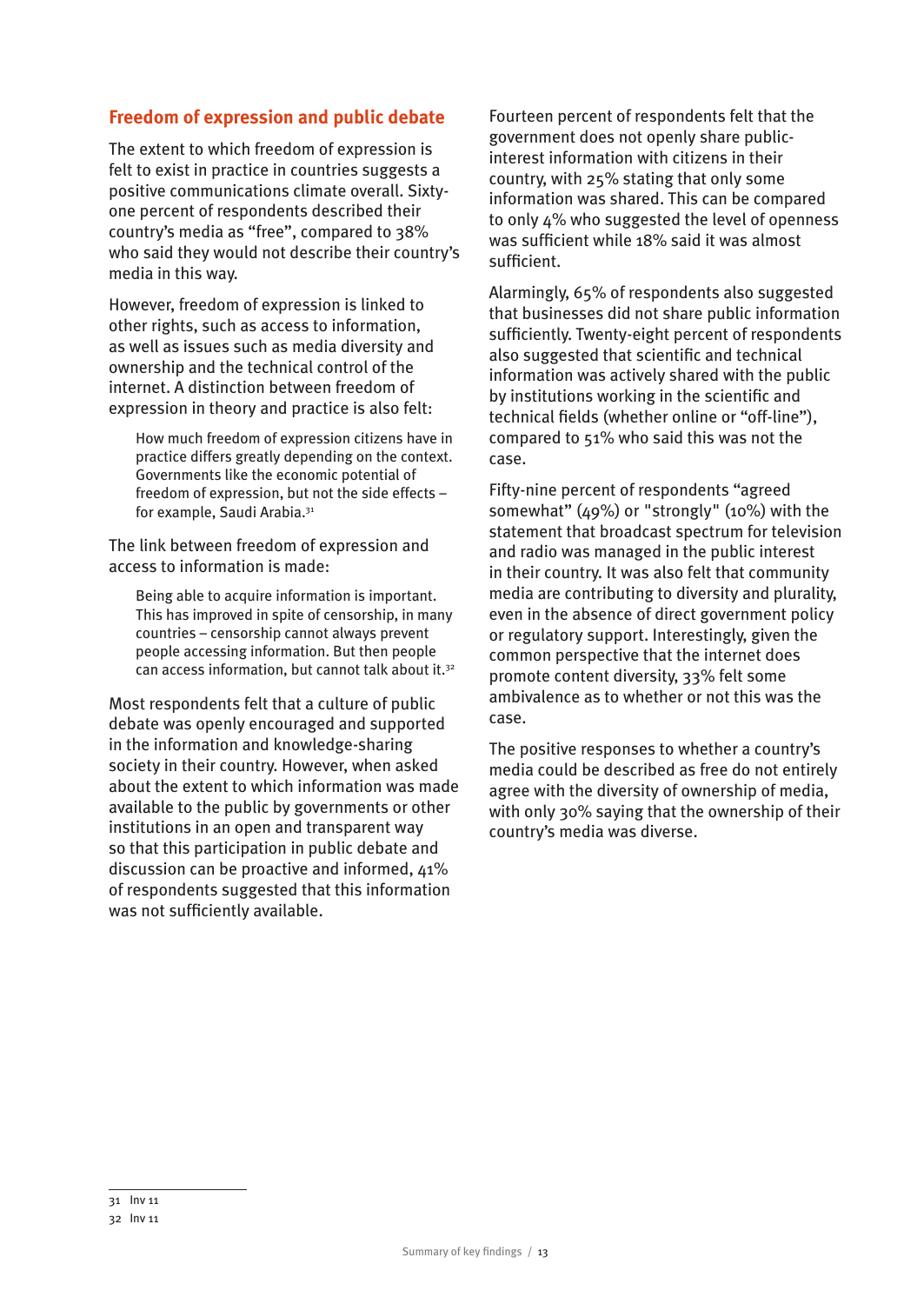## Freedom of expression and public debate

The extent to which freedom of expression is felt to exist in practice in countries suggests a positive communications climate overall. Sixty-one percent of respondents described their country's media as "free", compared to 38% who said they would not describe their country's media in this way.

However, freedom of expression is linked to other rights, such as access to information, as well as issues such as media diversity and ownership and the technical control of the internet. A distinction between freedom of expression in theory and practice is also felt:

> How much freedom of expression citizens have in practice differs greatly depending on the context. Governments like the economic potential of freedom of expression, but not the side effects – for example, Saudi Arabia.[31]

The link between freedom of expression and access to information is made:

> Being able to acquire information is important. This has improved in spite of censorship, in many countries – censorship cannot always prevent people accessing information. But then people can access information, but cannot talk about it.[32]

Most respondents felt that a culture of public debate was openly encouraged and supported in the information and knowledge-sharing society in their country. However, when asked about the extent to which information was made available to the public by governments or other institutions in an open and transparent way so that this participation in public debate and discussion can be proactive and informed, 41% of respondents suggested that this information was not sufficiently available.

Fourteen percent of respondents felt that the government does not openly share public-interest information with citizens in their country, with 25% stating that only some information was shared. This can be compared to only 4% who suggested the level of openness was sufficient while 18% said it was almost sufficient.

Alarmingly, 65% of respondents also suggested that businesses did not share public information sufficiently. Twenty-eight percent of respondents also suggested that scientific and technical information was actively shared with the public by institutions working in the scientific and technical fields (whether online or "off-line"), compared to 51% who said this was not the case.

Fifty-nine percent of respondents "agreed somewhat" (49%) or "strongly" (10%) with the statement that broadcast spectrum for television and radio was managed in the public interest in their country. It was also felt that community media are contributing to diversity and plurality, even in the absence of direct government policy or regulatory support. Interestingly, given the common perspective that the internet does promote content diversity, 33% felt some ambivalence as to whether or not this was the case.

The positive responses to whether a country's media could be described as free do not entirely agree with the diversity of ownership of media, with only 30% saying that the ownership of their country's media was diverse.

---

31 Inv 11

32 Inv 11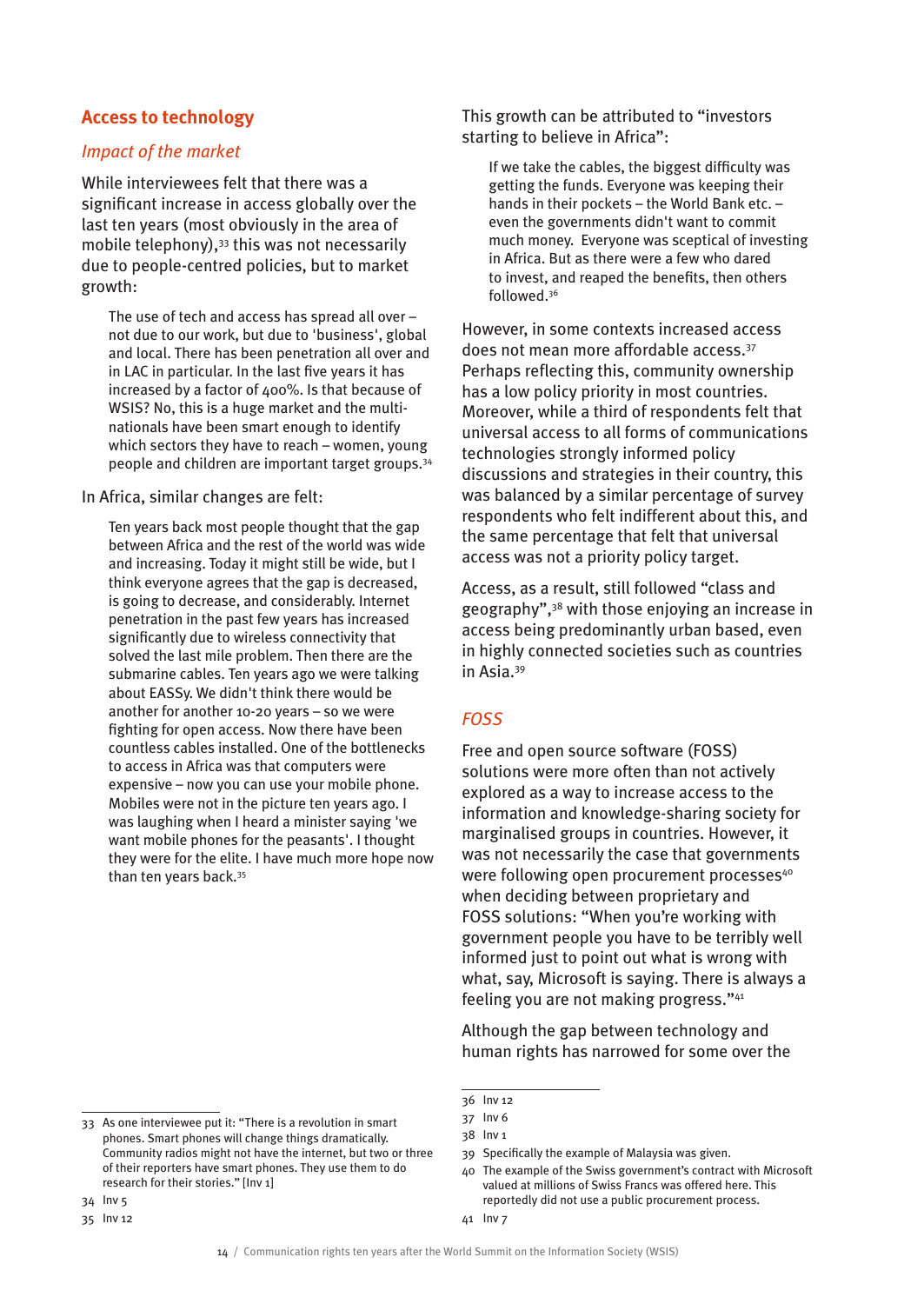## Access to technology

### *Impact of the market*

While interviewees felt that there was a significant increase in access globally over the last ten years (most obviously in the area of mobile telephony),[33] this was not necessarily due to people-centred policies, but to market growth:

> The use of tech and access has spread all over – not due to our work, but due to 'business', global and local. There has been penetration all over and in LAC in particular. In the last five years it has increased by a factor of 400%. Is that because of WSIS? No, this is a huge market and the multi-nationals have been smart enough to identify which sectors they have to reach – women, young people and children are important target groups.[34]

In Africa, similar changes are felt:

> Ten years back most people thought that the gap between Africa and the rest of the world was wide and increasing. Today it might still be wide, but I think everyone agrees that the gap is decreased, is going to decrease, and considerably. Internet penetration in the past few years has increased significantly due to wireless connectivity that solved the last mile problem. Then there are the submarine cables. Ten years ago we were talking about EASSy. We didn't think there would be another for another 10-20 years – so we were fighting for open access. Now there have been countless cables installed. One of the bottlenecks to access in Africa was that computers were expensive – now you can use your mobile phone. Mobiles were not in the picture ten years ago. I was laughing when I heard a minister saying 'we want mobile phones for the peasants'. I thought they were for the elite. I have much more hope now than ten years back.[35]

This growth can be attributed to "investors starting to believe in Africa":

> If we take the cables, the biggest difficulty was getting the funds. Everyone was keeping their hands in their pockets – the World Bank etc. – even the governments didn't want to commit much money. Everyone was sceptical of investing in Africa. But as there were a few who dared to invest, and reaped the benefits, then others followed.[36]

However, in some contexts increased access does not mean more affordable access.[37] Perhaps reflecting this, community ownership has a low policy priority in most countries. Moreover, while a third of respondents felt that universal access to all forms of communications technologies strongly informed policy discussions and strategies in their country, this was balanced by a similar percentage of survey respondents who felt indifferent about this, and the same percentage that felt that universal access was not a priority policy target.

Access, as a result, still followed "class and geography",[38] with those enjoying an increase in access being predominantly urban based, even in highly connected societies such as countries in Asia.[39]

### *FOSS*

Free and open source software (FOSS) solutions were more often than not actively explored as a way to increase access to the information and knowledge-sharing society for marginalised groups in countries. However, it was not necessarily the case that governments were following open procurement processes[40] when deciding between proprietary and FOSS solutions: "When you're working with government people you have to be terribly well informed just to point out what is wrong with what, say, Microsoft is saying. There is always a feeling you are not making progress."[41]

Although the gap between technology and human rights has narrowed for some over the

---

33 As one interviewee put it: "There is a revolution in smart phones. Smart phones will change things dramatically. Community radios might not have the internet, but two or three of their reporters have smart phones. They use them to do research for their stories." [Inv 1]

34 Inv 5

35 Inv 12

36 Inv 12

37 Inv 6

38 Inv 1

39 Specifically the example of Malaysia was given.

40 The example of the Swiss government's contract with Microsoft valued at millions of Swiss Francs was offered here. This reportedly did not use a public procurement process.

41 Inv 7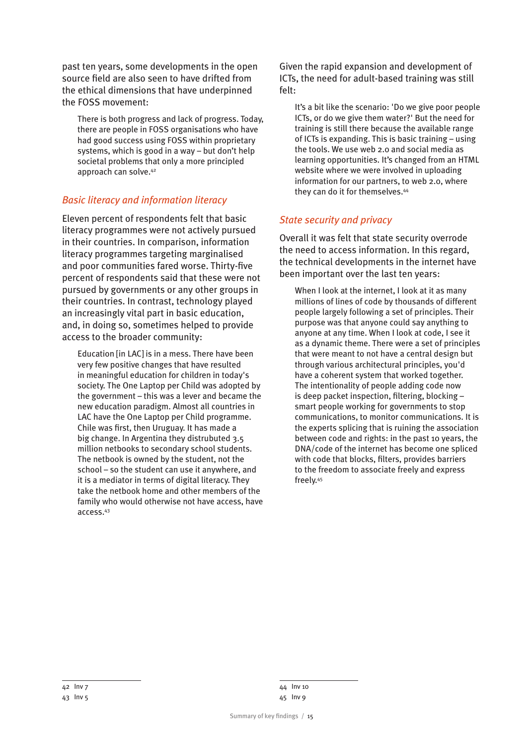past ten years, some developments in the open source field are also seen to have drifted from the ethical dimensions that have underpinned the FOSS movement:

> There is both progress and lack of progress. Today, there are people in FOSS organisations who have had good success using FOSS within proprietary systems, which is good in a way – but don't help societal problems that only a more principled approach can solve.[42]

### *Basic literacy and information literacy*

Eleven percent of respondents felt that basic literacy programmes were not actively pursued in their countries. In comparison, information literacy programmes targeting marginalised and poor communities fared worse. Thirty-five percent of respondents said that these were not pursued by governments or any other groups in their countries. In contrast, technology played an increasingly vital part in basic education, and, in doing so, sometimes helped to provide access to the broader community:

> Education [in LAC] is in a mess. There have been very few positive changes that have resulted in meaningful education for children in today's society. The One Laptop per Child was adopted by the government – this was a lever and became the new education paradigm. Almost all countries in LAC have the One Laptop per Child programme. Chile was first, then Uruguay. It has made a big change. In Argentina they distrubuted 3.5 million netbooks to secondary school students. The netbook is owned by the student, not the school – so the student can use it anywhere, and it is a mediator in terms of digital literacy. They take the netbook home and other members of the family who would otherwise not have access, have access.[43]

Given the rapid expansion and development of ICTs, the need for adult-based training was still felt:

> It's a bit like the scenario: 'Do we give poor people ICTs, or do we give them water?' But the need for training is still there because the available range of ICTs is expanding. This is basic training – using the tools. We use web 2.0 and social media as learning opportunities. It's changed from an HTML website where we were involved in uploading information for our partners, to web 2.0, where they can do it for themselves.[44]

### *State security and privacy*

Overall it was felt that state security overrode the need to access information. In this regard, the technical developments in the internet have been important over the last ten years:

> When I look at the internet, I look at it as many millions of lines of code by thousands of different people largely following a set of principles. Their purpose was that anyone could say anything to anyone at any time. When I look at code, I see it as a dynamic theme. There were a set of principles that were meant to not have a central design but through various architectural principles, you'd have a coherent system that worked together. The intentionality of people adding code now is deep packet inspection, filtering, blocking – smart people working for governments to stop communications, to monitor communications. It is the experts splicing that is ruining the association between code and rights: in the past 10 years, the DNA/code of the internet has become one spliced with code that blocks, filters, provides barriers to the freedom to associate freely and express freely.[45]

---

42 Inv 7
43 Inv 5
44 Inv 10
45 Inv 9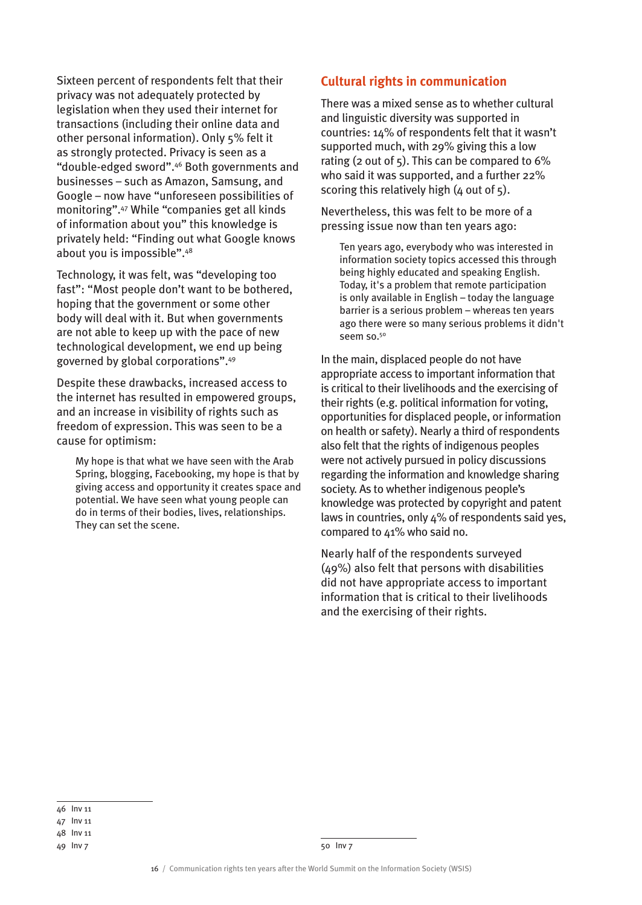Sixteen percent of respondents felt that their privacy was not adequately protected by legislation when they used their internet for transactions (including their online data and other personal information). Only 5% felt it as strongly protected. Privacy is seen as a "double-edged sword".[46] Both governments and businesses – such as Amazon, Samsung, and Google – now have "unforeseen possibilities of monitoring".[47] While "companies get all kinds of information about you" this knowledge is privately held: "Finding out what Google knows about you is impossible".[48]

Technology, it was felt, was "developing too fast": "Most people don't want to be bothered, hoping that the government or some other body will deal with it. But when governments are not able to keep up with the pace of new technological development, we end up being governed by global corporations".[49]

Despite these drawbacks, increased access to the internet has resulted in empowered groups, and an increase in visibility of rights such as freedom of expression. This was seen to be a cause for optimism:

> My hope is that what we have seen with the Arab Spring, blogging, Facebooking, my hope is that by giving access and opportunity it creates space and potential. We have seen what young people can do in terms of their bodies, lives, relationships. They can set the scene.

## Cultural rights in communication

There was a mixed sense as to whether cultural and linguistic diversity was supported in countries: 14% of respondents felt that it wasn't supported much, with 29% giving this a low rating (2 out of 5). This can be compared to 6% who said it was supported, and a further 22% scoring this relatively high (4 out of 5).

Nevertheless, this was felt to be more of a pressing issue now than ten years ago:

> Ten years ago, everybody who was interested in information society topics accessed this through being highly educated and speaking English. Today, it's a problem that remote participation is only available in English – today the language barrier is a serious problem – whereas ten years ago there were so many serious problems it didn't seem so.[50]

In the main, displaced people do not have appropriate access to important information that is critical to their livelihoods and the exercising of their rights (e.g. political information for voting, opportunities for displaced people, or information on health or safety). Nearly a third of respondents also felt that the rights of indigenous peoples were not actively pursued in policy discussions regarding the information and knowledge sharing society. As to whether indigenous people's knowledge was protected by copyright and patent laws in countries, only 4% of respondents said yes, compared to 41% who said no.

Nearly half of the respondents surveyed (49%) also felt that persons with disabilities did not have appropriate access to important information that is critical to their livelihoods and the exercising of their rights.

---

46 Inv 11

47 Inv 11

48 Inv 11

49 Inv 7

50 Inv 7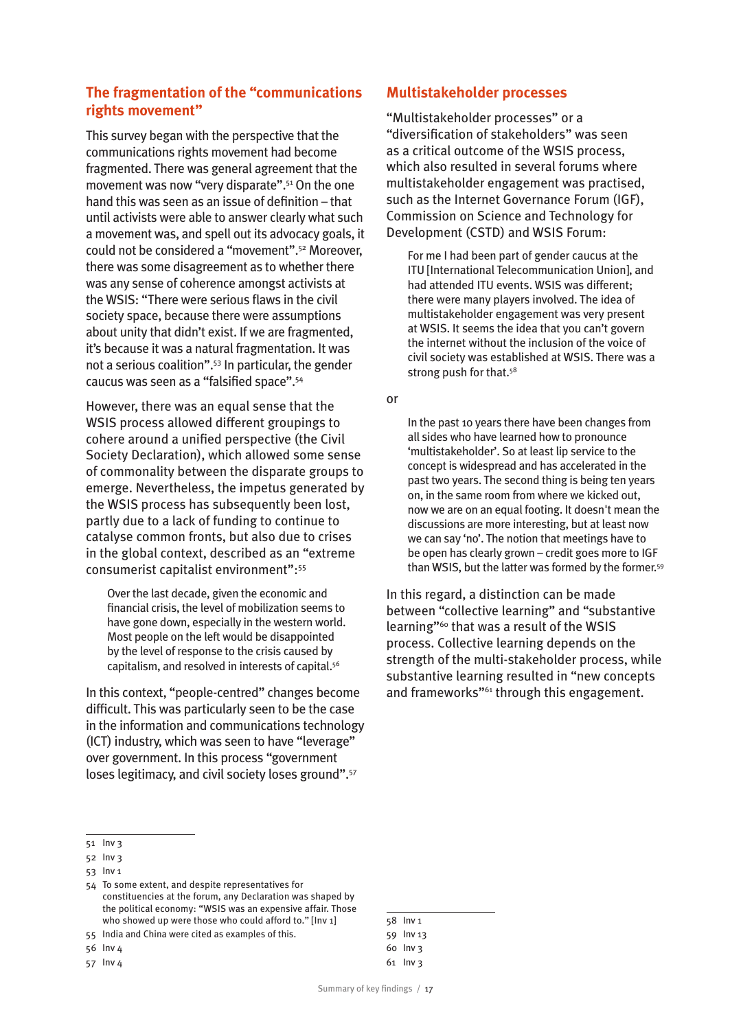## The fragmentation of the "communications rights movement"

This survey began with the perspective that the communications rights movement had become fragmented. There was general agreement that the movement was now "very disparate".[51] On the one hand this was seen as an issue of definition – that until activists were able to answer clearly what such a movement was, and spell out its advocacy goals, it could not be considered a "movement".[52] Moreover, there was some disagreement as to whether there was any sense of coherence amongst activists at the WSIS: "There were serious flaws in the civil society space, because there were assumptions about unity that didn't exist. If we are fragmented, it's because it was a natural fragmentation. It was not a serious coalition".[53] In particular, the gender caucus was seen as a "falsified space".[54]

However, there was an equal sense that the WSIS process allowed different groupings to cohere around a unified perspective (the Civil Society Declaration), which allowed some sense of commonality between the disparate groups to emerge. Nevertheless, the impetus generated by the WSIS process has subsequently been lost, partly due to a lack of funding to continue to catalyse common fronts, but also due to crises in the global context, described as an "extreme consumerist capitalist environment":[55]

> Over the last decade, given the economic and financial crisis, the level of mobilization seems to have gone down, especially in the western world. Most people on the left would be disappointed by the level of response to the crisis caused by capitalism, and resolved in interests of capital.[56]

In this context, "people-centred" changes become difficult. This was particularly seen to be the case in the information and communications technology (ICT) industry, which was seen to have "leverage" over government. In this process "government loses legitimacy, and civil society loses ground".[57]

## Multistakeholder processes

"Multistakeholder processes" or a "diversification of stakeholders" was seen as a critical outcome of the WSIS process, which also resulted in several forums where multistakeholder engagement was practised, such as the Internet Governance Forum (IGF), Commission on Science and Technology for Development (CSTD) and WSIS Forum:

> For me I had been part of gender caucus at the ITU [International Telecommunication Union], and had attended ITU events. WSIS was different; there were many players involved. The idea of multistakeholder engagement was very present at WSIS. It seems the idea that you can't govern the internet without the inclusion of the voice of civil society was established at WSIS. There was a strong push for that.[58]

or

> In the past 10 years there have been changes from all sides who have learned how to pronounce 'multistakeholder'. So at least lip service to the concept is widespread and has accelerated in the past two years. The second thing is being ten years on, in the same room from where we kicked out, now we are on an equal footing. It doesn't mean the discussions are more interesting, but at least now we can say 'no'. The notion that meetings have to be open has clearly grown – credit goes more to IGF than WSIS, but the latter was formed by the former.[59]

In this regard, a distinction can be made between "collective learning" and "substantive learning"[60] that was a result of the WSIS process. Collective learning depends on the strength of the multi-stakeholder process, while substantive learning resulted in "new concepts and frameworks"[61] through this engagement.

---

51 Inv 3

52 Inv 3

53 Inv 1

54 To some extent, and despite representatives for constituencies at the forum, any Declaration was shaped by the political economy: "WSIS was an expensive affair. Those who showed up were those who could afford to." [Inv 1]

55 India and China were cited as examples of this.

56 Inv 4

57 Inv 4

58 Inv 1

59 Inv 13

60 Inv 3

61 Inv 3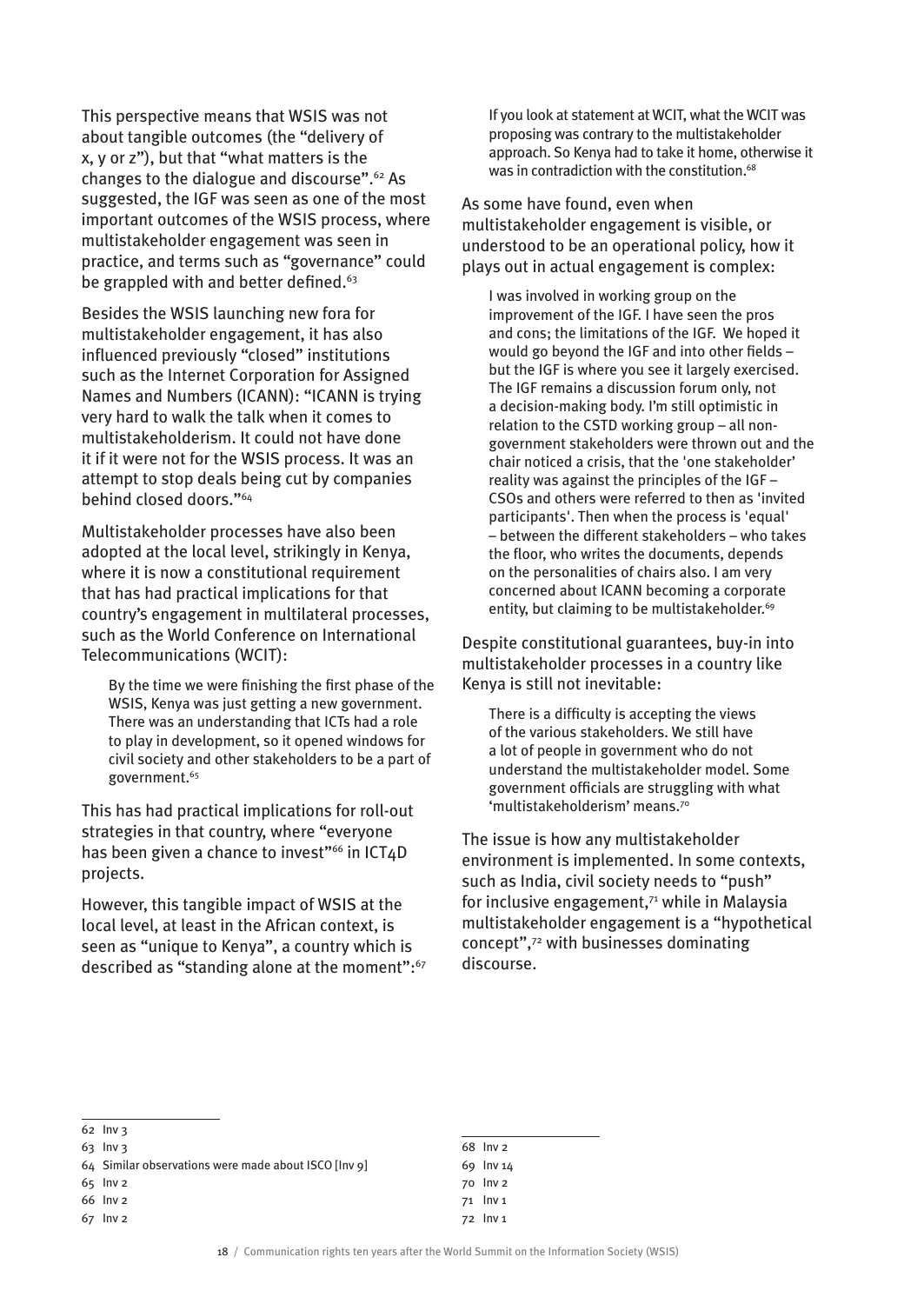This perspective means that WSIS was not about tangible outcomes (the "delivery of x, y or z"), but that "what matters is the changes to the dialogue and discourse".[62] As suggested, the IGF was seen as one of the most important outcomes of the WSIS process, where multistakeholder engagement was seen in practice, and terms such as "governance" could be grappled with and better defined.[63]

Besides the WSIS launching new fora for multistakeholder engagement, it has also influenced previously "closed" institutions such as the Internet Corporation for Assigned Names and Numbers (ICANN): "ICANN is trying very hard to walk the talk when it comes to multistakeholderism. It could not have done it if it were not for the WSIS process. It was an attempt to stop deals being cut by companies behind closed doors."[64]

Multistakeholder processes have also been adopted at the local level, strikingly in Kenya, where it is now a constitutional requirement that has had practical implications for that country's engagement in multilateral processes, such as the World Conference on International Telecommunications (WCIT):

> By the time we were finishing the first phase of the WSIS, Kenya was just getting a new government. There was an understanding that ICTs had a role to play in development, so it opened windows for civil society and other stakeholders to be a part of government.[65]

This has had practical implications for roll-out strategies in that country, where "everyone has been given a chance to invest"[66] in ICT4D projects.

However, this tangible impact of WSIS at the local level, at least in the African context, is seen as "unique to Kenya", a country which is described as "standing alone at the moment":[67]

> If you look at statement at WCIT, what the WCIT was proposing was contrary to the multistakeholder approach. So Kenya had to take it home, otherwise it was in contradiction with the constitution.[68]

As some have found, even when multistakeholder engagement is visible, or understood to be an operational policy, how it plays out in actual engagement is complex:

> I was involved in working group on the improvement of the IGF. I have seen the pros and cons; the limitations of the IGF. We hoped it would go beyond the IGF and into other fields – but the IGF is where you see it largely exercised. The IGF remains a discussion forum only, not a decision-making body. I'm still optimistic in relation to the CSTD working group – all non-government stakeholders were thrown out and the chair noticed a crisis, that the 'one stakeholder' reality was against the principles of the IGF – CSOs and others were referred to then as 'invited participants'. Then when the process is 'equal' – between the different stakeholders – who takes the floor, who writes the documents, depends on the personalities of chairs also. I am very concerned about ICANN becoming a corporate entity, but claiming to be multistakeholder.[69]

Despite constitutional guarantees, buy-in into multistakeholder processes in a country like Kenya is still not inevitable:

> There is a difficulty is accepting the views of the various stakeholders. We still have a lot of people in government who do not understand the multistakeholder model. Some government officials are struggling with what 'multistakeholderism' means.[70]

The issue is how any multistakeholder environment is implemented. In some contexts, such as India, civil society needs to "push" for inclusive engagement,[71] while in Malaysia multistakeholder engagement is a "hypothetical concept",[72] with businesses dominating discourse.

---

62 Inv 3

63 Inv 3

64 Similar observations were made about ISCO [Inv 9]

65 Inv 2

66 Inv 2

67 Inv 2

68 Inv 2

69 Inv 14

70 Inv 2

71 Inv 1

72 Inv 1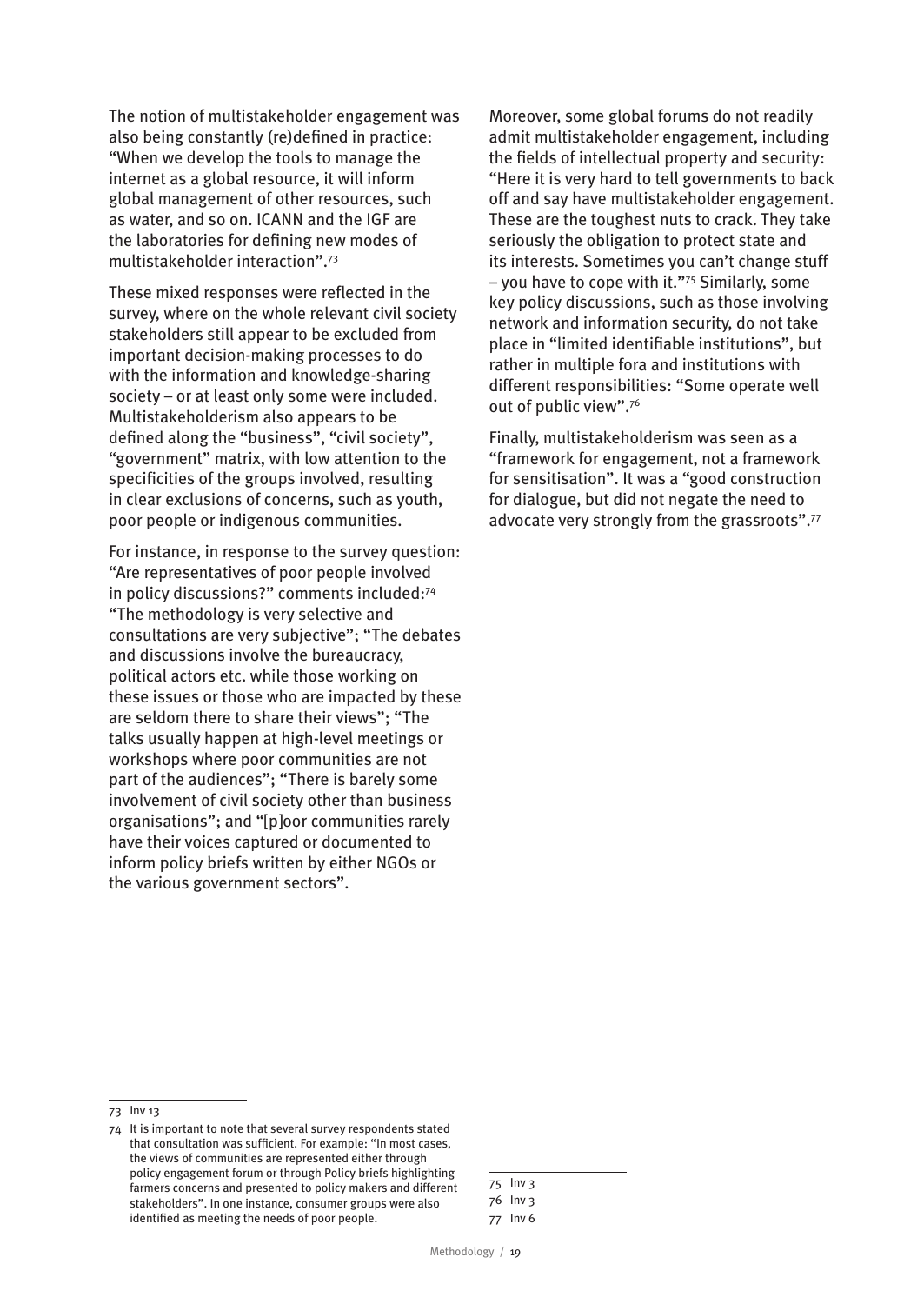The notion of multistakeholder engagement was also being constantly (re)defined in practice: "When we develop the tools to manage the internet as a global resource, it will inform global management of other resources, such as water, and so on. ICANN and the IGF are the laboratories for defining new modes of multistakeholder interaction".[73]

These mixed responses were reflected in the survey, where on the whole relevant civil society stakeholders still appear to be excluded from important decision-making processes to do with the information and knowledge-sharing society – or at least only some were included. Multistakeholderism also appears to be defined along the "business", "civil society", "government" matrix, with low attention to the specificities of the groups involved, resulting in clear exclusions of concerns, such as youth, poor people or indigenous communities.

For instance, in response to the survey question: "Are representatives of poor people involved in policy discussions?" comments included:[74] "The methodology is very selective and consultations are very subjective"; "The debates and discussions involve the bureaucracy, political actors etc. while those working on these issues or those who are impacted by these are seldom there to share their views"; "The talks usually happen at high-level meetings or workshops where poor communities are not part of the audiences"; "There is barely some involvement of civil society other than business organisations"; and "[p]oor communities rarely have their voices captured or documented to inform policy briefs written by either NGOs or the various government sectors".

Moreover, some global forums do not readily admit multistakeholder engagement, including the fields of intellectual property and security: "Here it is very hard to tell governments to back off and say have multistakeholder engagement. These are the toughest nuts to crack. They take seriously the obligation to protect state and its interests. Sometimes you can't change stuff – you have to cope with it."[75] Similarly, some key policy discussions, such as those involving network and information security, do not take place in "limited identifiable institutions", but rather in multiple fora and institutions with different responsibilities: "Some operate well out of public view".[76]

Finally, multistakeholderism was seen as a "framework for engagement, not a framework for sensitisation". It was a "good construction for dialogue, but did not negate the need to advocate very strongly from the grassroots".[77]

---

73 Inv 13

74 It is important to note that several survey respondents stated that consultation was sufficient. For example: "In most cases, the views of communities are represented either through policy engagement forum or through Policy briefs highlighting farmers concerns and presented to policy makers and different stakeholders". In one instance, consumer groups were also identified as meeting the needs of poor people.

75 Inv 3

76 Inv 3

77 Inv 6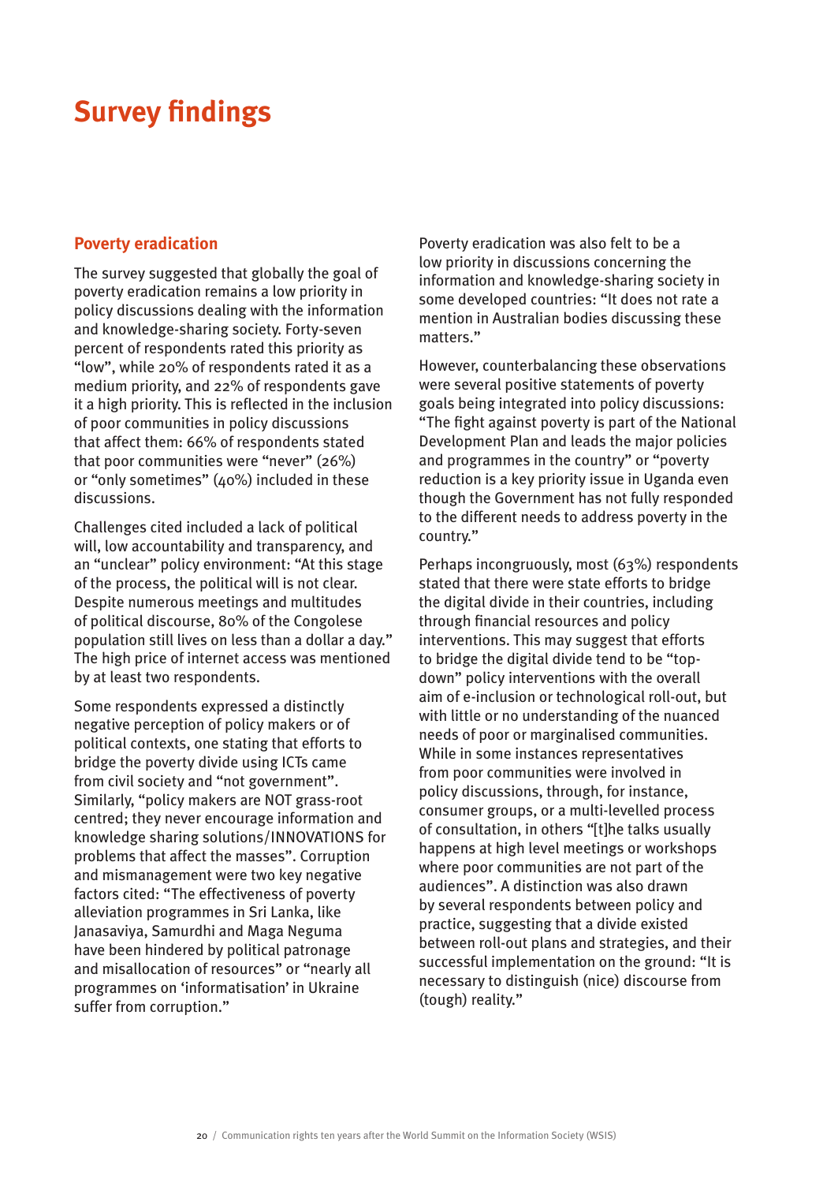# Survey findings

## Poverty eradication

The survey suggested that globally the goal of poverty eradication remains a low priority in policy discussions dealing with the information and knowledge-sharing society. Forty-seven percent of respondents rated this priority as "low", while 20% of respondents rated it as a medium priority, and 22% of respondents gave it a high priority. This is reflected in the inclusion of poor communities in policy discussions that affect them: 66% of respondents stated that poor communities were "never" (26%) or "only sometimes" (40%) included in these discussions.

Challenges cited included a lack of political will, low accountability and transparency, and an "unclear" policy environment: "At this stage of the process, the political will is not clear. Despite numerous meetings and multitudes of political discourse, 80% of the Congolese population still lives on less than a dollar a day." The high price of internet access was mentioned by at least two respondents.

Some respondents expressed a distinctly negative perception of policy makers or of political contexts, one stating that efforts to bridge the poverty divide using ICTs came from civil society and "not government". Similarly, "policy makers are NOT grass-root centred; they never encourage information and knowledge sharing solutions/INNOVATIONS for problems that affect the masses". Corruption and mismanagement were two key negative factors cited: "The effectiveness of poverty alleviation programmes in Sri Lanka, like Janasaviya, Samurdhi and Maga Neguma have been hindered by political patronage and misallocation of resources" or "nearly all programmes on 'informatisation' in Ukraine suffer from corruption."

Poverty eradication was also felt to be a low priority in discussions concerning the information and knowledge-sharing society in some developed countries: "It does not rate a mention in Australian bodies discussing these matters."

However, counterbalancing these observations were several positive statements of poverty goals being integrated into policy discussions: "The fight against poverty is part of the National Development Plan and leads the major policies and programmes in the country" or "poverty reduction is a key priority issue in Uganda even though the Government has not fully responded to the different needs to address poverty in the country."

Perhaps incongruously, most (63%) respondents stated that there were state efforts to bridge the digital divide in their countries, including through financial resources and policy interventions. This may suggest that efforts to bridge the digital divide tend to be "top-down" policy interventions with the overall aim of e-inclusion or technological roll-out, but with little or no understanding of the nuanced needs of poor or marginalised communities. While in some instances representatives from poor communities were involved in policy discussions, through, for instance, consumer groups, or a multi-levelled process of consultation, in others "[t]he talks usually happens at high level meetings or workshops where poor communities are not part of the audiences". A distinction was also drawn by several respondents between policy and practice, suggesting that a divide existed between roll-out plans and strategies, and their successful implementation on the ground: "It is necessary to distinguish (nice) discourse from (tough) reality."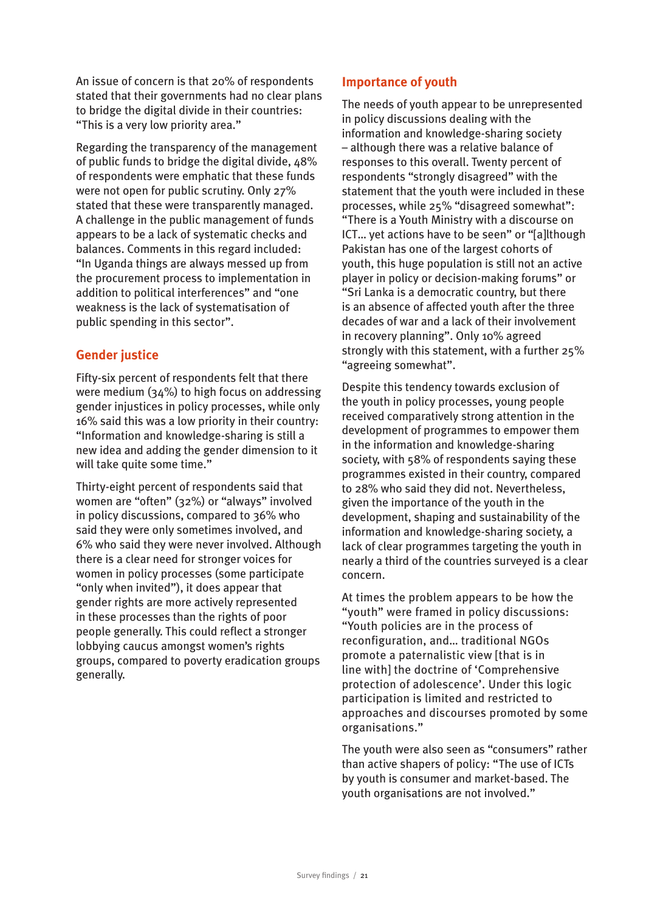An issue of concern is that 20% of respondents stated that their governments had no clear plans to bridge the digital divide in their countries: "This is a very low priority area."

Regarding the transparency of the management of public funds to bridge the digital divide, 48% of respondents were emphatic that these funds were not open for public scrutiny. Only 27% stated that these were transparently managed. A challenge in the public management of funds appears to be a lack of systematic checks and balances. Comments in this regard included: "In Uganda things are always messed up from the procurement process to implementation in addition to political interferences" and "one weakness is the lack of systematisation of public spending in this sector".

## Gender justice

Fifty-six percent of respondents felt that there were medium (34%) to high focus on addressing gender injustices in policy processes, while only 16% said this was a low priority in their country: "Information and knowledge-sharing is still a new idea and adding the gender dimension to it will take quite some time."

Thirty-eight percent of respondents said that women are "often" (32%) or "always" involved in policy discussions, compared to 36% who said they were only sometimes involved, and 6% who said they were never involved. Although there is a clear need for stronger voices for women in policy processes (some participate "only when invited"), it does appear that gender rights are more actively represented in these processes than the rights of poor people generally. This could reflect a stronger lobbying caucus amongst women's rights groups, compared to poverty eradication groups generally.

## Importance of youth

The needs of youth appear to be unrepresented in policy discussions dealing with the information and knowledge-sharing society – although there was a relative balance of responses to this overall. Twenty percent of respondents "strongly disagreed" with the statement that the youth were included in these processes, while 25% "disagreed somewhat": "There is a Youth Ministry with a discourse on ICT... yet actions have to be seen" or "[a]lthough Pakistan has one of the largest cohorts of youth, this huge population is still not an active player in policy or decision-making forums" or "Sri Lanka is a democratic country, but there is an absence of affected youth after the three decades of war and a lack of their involvement in recovery planning". Only 10% agreed strongly with this statement, with a further 25% "agreeing somewhat".

Despite this tendency towards exclusion of the youth in policy processes, young people received comparatively strong attention in the development of programmes to empower them in the information and knowledge-sharing society, with 58% of respondents saying these programmes existed in their country, compared to 28% who said they did not. Nevertheless, given the importance of the youth in the development, shaping and sustainability of the information and knowledge-sharing society, a lack of clear programmes targeting the youth in nearly a third of the countries surveyed is a clear concern.

At times the problem appears to be how the "youth" were framed in policy discussions: "Youth policies are in the process of reconfiguration, and... traditional NGOs promote a paternalistic view [that is in line with] the doctrine of 'Comprehensive protection of adolescence'. Under this logic participation is limited and restricted to approaches and discourses promoted by some organisations."

The youth were also seen as "consumers" rather than active shapers of policy: "The use of ICTs by youth is consumer and market-based. The youth organisations are not involved."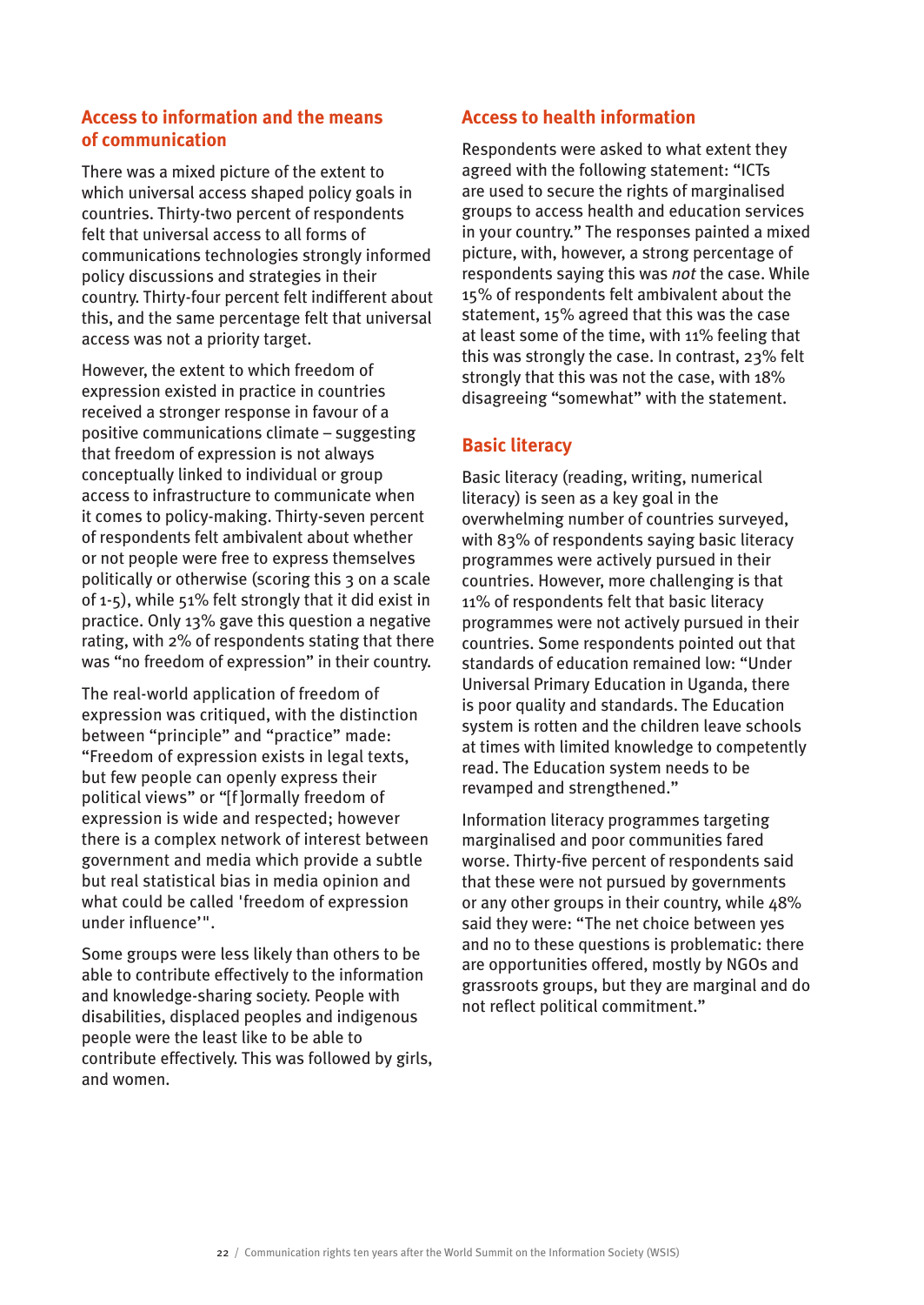## Access to information and the means of communication

There was a mixed picture of the extent to which universal access shaped policy goals in countries. Thirty-two percent of respondents felt that universal access to all forms of communications technologies strongly informed policy discussions and strategies in their country. Thirty-four percent felt indifferent about this, and the same percentage felt that universal access was not a priority target.

However, the extent to which freedom of expression existed in practice in countries received a stronger response in favour of a positive communications climate – suggesting that freedom of expression is not always conceptually linked to individual or group access to infrastructure to communicate when it comes to policy-making. Thirty-seven percent of respondents felt ambivalent about whether or not people were free to express themselves politically or otherwise (scoring this 3 on a scale of 1-5), while 51% felt strongly that it did exist in practice. Only 13% gave this question a negative rating, with 2% of respondents stating that there was "no freedom of expression" in their country.

The real-world application of freedom of expression was critiqued, with the distinction between "principle" and "practice" made: "Freedom of expression exists in legal texts, but few people can openly express their political views" or "[f]ormally freedom of expression is wide and respected; however there is a complex network of interest between government and media which provide a subtle but real statistical bias in media opinion and what could be called 'freedom of expression under influence'".

Some groups were less likely than others to be able to contribute effectively to the information and knowledge-sharing society. People with disabilities, displaced peoples and indigenous people were the least like to be able to contribute effectively. This was followed by girls, and women.

## Access to health information

Respondents were asked to what extent they agreed with the following statement: "ICTs are used to secure the rights of marginalised groups to access health and education services in your country." The responses painted a mixed picture, with, however, a strong percentage of respondents saying this was *not* the case. While 15% of respondents felt ambivalent about the statement, 15% agreed that this was the case at least some of the time, with 11% feeling that this was strongly the case. In contrast, 23% felt strongly that this was not the case, with 18% disagreeing "somewhat" with the statement.

## Basic literacy

Basic literacy (reading, writing, numerical literacy) is seen as a key goal in the overwhelming number of countries surveyed, with 83% of respondents saying basic literacy programmes were actively pursued in their countries. However, more challenging is that 11% of respondents felt that basic literacy programmes were not actively pursued in their countries. Some respondents pointed out that standards of education remained low: "Under Universal Primary Education in Uganda, there is poor quality and standards. The Education system is rotten and the children leave schools at times with limited knowledge to competently read. The Education system needs to be revamped and strengthened."

Information literacy programmes targeting marginalised and poor communities fared worse. Thirty-five percent of respondents said that these were not pursued by governments or any other groups in their country, while 48% said they were: "The net choice between yes and no to these questions is problematic: there are opportunities offered, mostly by NGOs and grassroots groups, but they are marginal and do not reflect political commitment."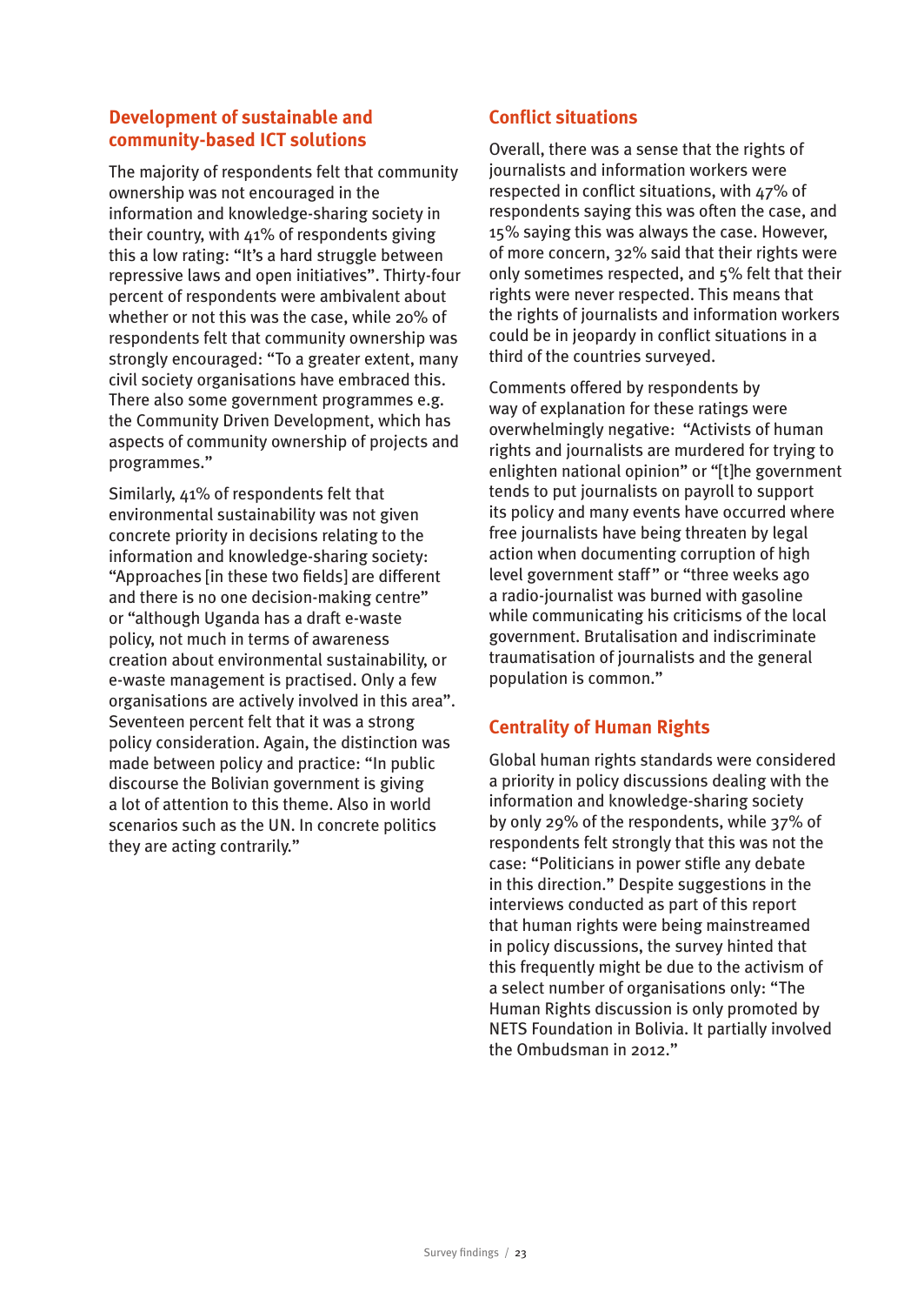## Development of sustainable and community-based ICT solutions

The majority of respondents felt that community ownership was not encouraged in the information and knowledge-sharing society in their country, with 41% of respondents giving this a low rating: "It's a hard struggle between repressive laws and open initiatives". Thirty-four percent of respondents were ambivalent about whether or not this was the case, while 20% of respondents felt that community ownership was strongly encouraged: "To a greater extent, many civil society organisations have embraced this. There also some government programmes e.g. the Community Driven Development, which has aspects of community ownership of projects and programmes."

Similarly, 41% of respondents felt that environmental sustainability was not given concrete priority in decisions relating to the information and knowledge-sharing society: "Approaches [in these two fields] are different and there is no one decision-making centre" or "although Uganda has a draft e-waste policy, not much in terms of awareness creation about environmental sustainability, or e-waste management is practised. Only a few organisations are actively involved in this area". Seventeen percent felt that it was a strong policy consideration. Again, the distinction was made between policy and practice: "In public discourse the Bolivian government is giving a lot of attention to this theme. Also in world scenarios such as the UN. In concrete politics they are acting contrarily."

## Conflict situations

Overall, there was a sense that the rights of journalists and information workers were respected in conflict situations, with 47% of respondents saying this was often the case, and 15% saying this was always the case. However, of more concern, 32% said that their rights were only sometimes respected, and 5% felt that their rights were never respected. This means that the rights of journalists and information workers could be in jeopardy in conflict situations in a third of the countries surveyed.

Comments offered by respondents by way of explanation for these ratings were overwhelmingly negative: "Activists of human rights and journalists are murdered for trying to enlighten national opinion" or "[t]he government tends to put journalists on payroll to support its policy and many events have occurred where free journalists have being threaten by legal action when documenting corruption of high level government staff" or "three weeks ago a radio-journalist was burned with gasoline while communicating his criticisms of the local government. Brutalisation and indiscriminate traumatisation of journalists and the general population is common."

## Centrality of Human Rights

Global human rights standards were considered a priority in policy discussions dealing with the information and knowledge-sharing society by only 29% of the respondents, while 37% of respondents felt strongly that this was not the case: "Politicians in power stifle any debate in this direction." Despite suggestions in the interviews conducted as part of this report that human rights were being mainstreamed in policy discussions, the survey hinted that this frequently might be due to the activism of a select number of organisations only: "The Human Rights discussion is only promoted by NETS Foundation in Bolivia. It partially involved the Ombudsman in 2012."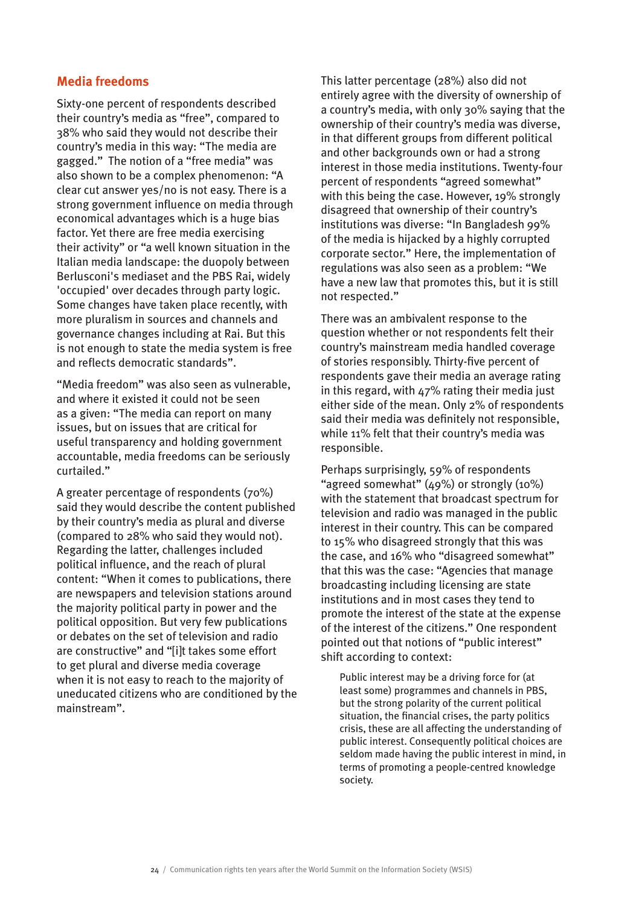## Media freedoms

Sixty-one percent of respondents described their country's media as "free", compared to 38% who said they would not describe their country's media in this way: "The media are gagged." The notion of a "free media" was also shown to be a complex phenomenon: "A clear cut answer yes/no is not easy. There is a strong government influence on media through economical advantages which is a huge bias factor. Yet there are free media exercising their activity" or "a well known situation in the Italian media landscape: the duopoly between Berlusconi's mediaset and the PBS Rai, widely 'occupied' over decades through party logic. Some changes have taken place recently, with more pluralism in sources and channels and governance changes including at Rai. But this is not enough to state the media system is free and reflects democratic standards".

"Media freedom" was also seen as vulnerable, and where it existed it could not be seen as a given: "The media can report on many issues, but on issues that are critical for useful transparency and holding government accountable, media freedoms can be seriously curtailed."

A greater percentage of respondents (70%) said they would describe the content published by their country's media as plural and diverse (compared to 28% who said they would not). Regarding the latter, challenges included political influence, and the reach of plural content: "When it comes to publications, there are newspapers and television stations around the majority political party in power and the political opposition. But very few publications or debates on the set of television and radio are constructive" and "[i]t takes some effort to get plural and diverse media coverage when it is not easy to reach to the majority of uneducated citizens who are conditioned by the mainstream".

This latter percentage (28%) also did not entirely agree with the diversity of ownership of a country's media, with only 30% saying that the ownership of their country's media was diverse, in that different groups from different political and other backgrounds own or had a strong interest in those media institutions. Twenty-four percent of respondents "agreed somewhat" with this being the case. However, 19% strongly disagreed that ownership of their country's institutions was diverse: "In Bangladesh 99% of the media is hijacked by a highly corrupted corporate sector." Here, the implementation of regulations was also seen as a problem: "We have a new law that promotes this, but it is still not respected."

There was an ambivalent response to the question whether or not respondents felt their country's mainstream media handled coverage of stories responsibly. Thirty-five percent of respondents gave their media an average rating in this regard, with 47% rating their media just either side of the mean. Only 2% of respondents said their media was definitely not responsible, while 11% felt that their country's media was responsible.

Perhaps surprisingly, 59% of respondents "agreed somewhat" (49%) or strongly (10%) with the statement that broadcast spectrum for television and radio was managed in the public interest in their country. This can be compared to 15% who disagreed strongly that this was the case, and 16% who "disagreed somewhat" that this was the case: "Agencies that manage broadcasting including licensing are state institutions and in most cases they tend to promote the interest of the state at the expense of the interest of the citizens." One respondent pointed out that notions of "public interest" shift according to context:

> Public interest may be a driving force for (at least some) programmes and channels in PBS, but the strong polarity of the current political situation, the financial crises, the party politics crisis, these are all affecting the understanding of public interest. Consequently political choices are seldom made having the public interest in mind, in terms of promoting a people-centred knowledge society.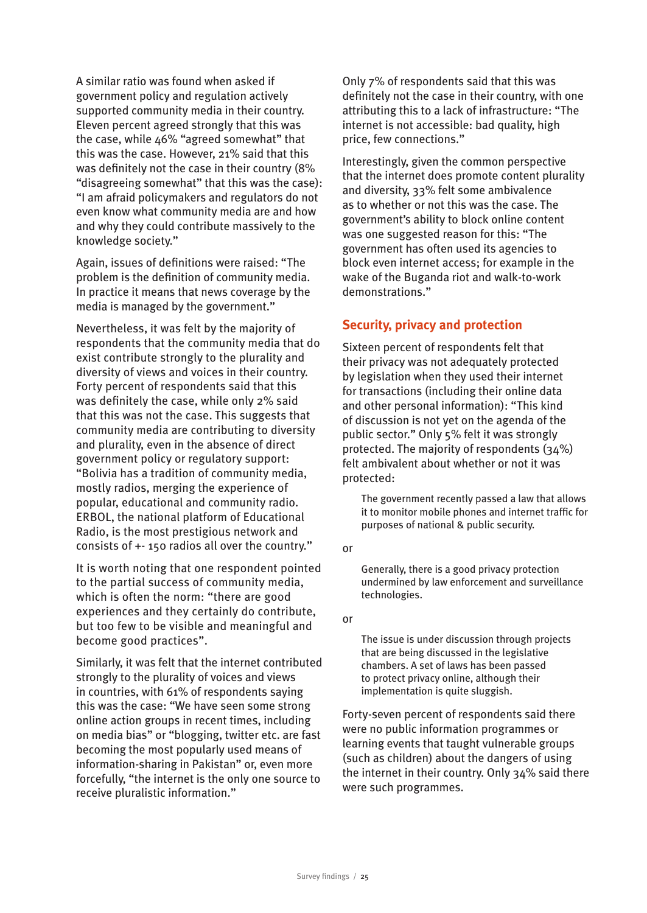A similar ratio was found when asked if government policy and regulation actively supported community media in their country. Eleven percent agreed strongly that this was the case, while 46% "agreed somewhat" that this was the case. However, 21% said that this was definitely not the case in their country (8% "disagreeing somewhat" that this was the case): "I am afraid policymakers and regulators do not even know what community media are and how and why they could contribute massively to the knowledge society."

Again, issues of definitions were raised: "The problem is the definition of community media. In practice it means that news coverage by the media is managed by the government."

Nevertheless, it was felt by the majority of respondents that the community media that do exist contribute strongly to the plurality and diversity of views and voices in their country. Forty percent of respondents said that this was definitely the case, while only 2% said that this was not the case. This suggests that community media are contributing to diversity and plurality, even in the absence of direct government policy or regulatory support: "Bolivia has a tradition of community media, mostly radios, merging the experience of popular, educational and community radio. ERBOL, the national platform of Educational Radio, is the most prestigious network and consists of +- 150 radios all over the country."

It is worth noting that one respondent pointed to the partial success of community media, which is often the norm: "there are good experiences and they certainly do contribute, but too few to be visible and meaningful and become good practices".

Similarly, it was felt that the internet contributed strongly to the plurality of voices and views in countries, with 61% of respondents saying this was the case: "We have seen some strong online action groups in recent times, including on media bias" or "blogging, twitter etc. are fast becoming the most popularly used means of information-sharing in Pakistan" or, even more forcefully, "the internet is the only one source to receive pluralistic information."

Only 7% of respondents said that this was definitely not the case in their country, with one attributing this to a lack of infrastructure: "The internet is not accessible: bad quality, high price, few connections."

Interestingly, given the common perspective that the internet does promote content plurality and diversity, 33% felt some ambivalence as to whether or not this was the case. The government's ability to block online content was one suggested reason for this: "The government has often used its agencies to block even internet access; for example in the wake of the Buganda riot and walk-to-work demonstrations."

## Security, privacy and protection

Sixteen percent of respondents felt that their privacy was not adequately protected by legislation when they used their internet for transactions (including their online data and other personal information): "This kind of discussion is not yet on the agenda of the public sector." Only 5% felt it was strongly protected. The majority of respondents (34%) felt ambivalent about whether or not it was protected:

> The government recently passed a law that allows it to monitor mobile phones and internet traffic for purposes of national & public security.

or

> Generally, there is a good privacy protection undermined by law enforcement and surveillance technologies.

or

> The issue is under discussion through projects that are being discussed in the legislative chambers. A set of laws has been passed to protect privacy online, although their implementation is quite sluggish.

Forty-seven percent of respondents said there were no public information programmes or learning events that taught vulnerable groups (such as children) about the dangers of using the internet in their country. Only 34% said there were such programmes.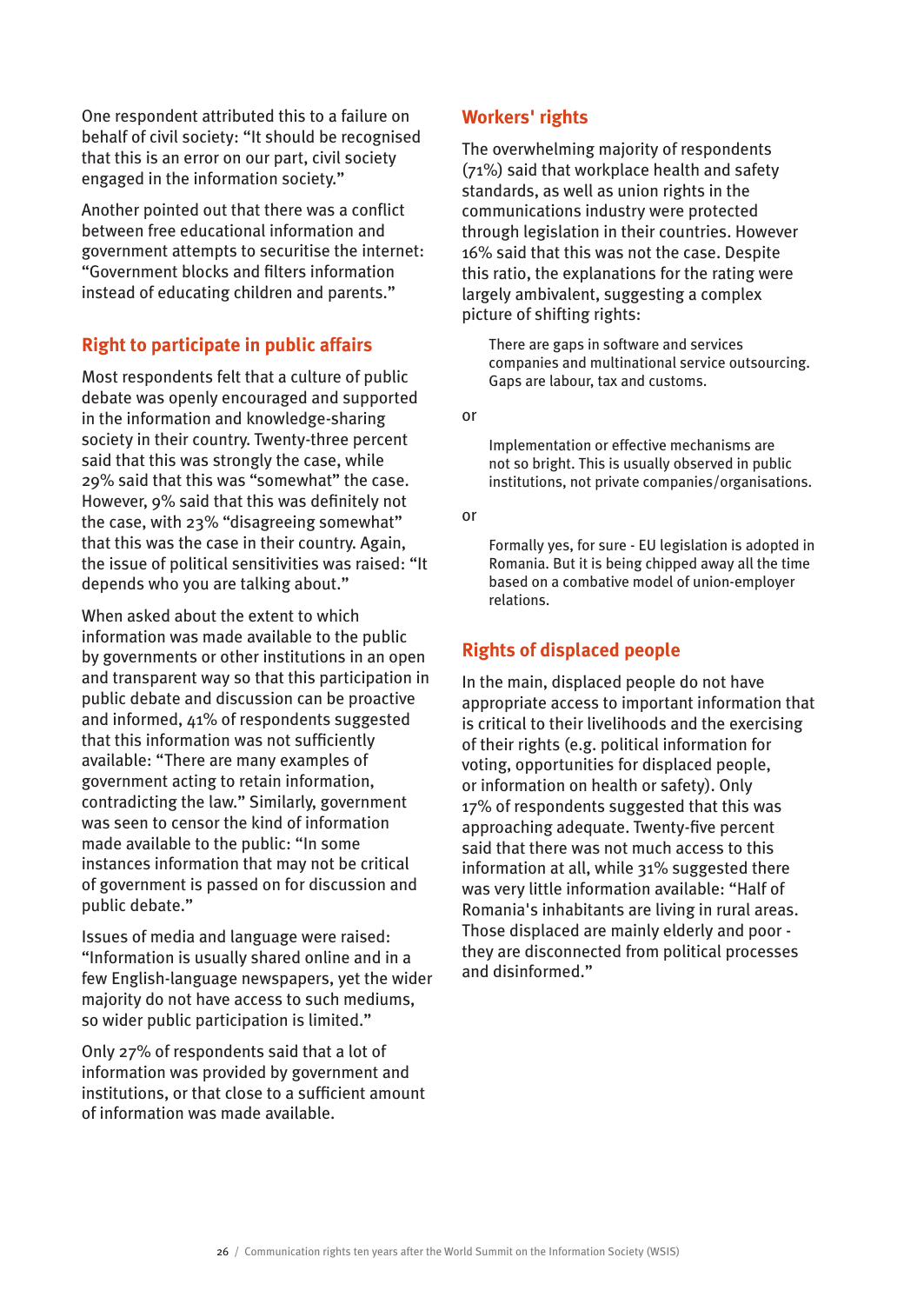One respondent attributed this to a failure on behalf of civil society: “It should be recognised that this is an error on our part, civil society engaged in the information society.”

Another pointed out that there was a conflict between free educational information and government attempts to securitise the internet: “Government blocks and filters information instead of educating children and parents.”

## Right to participate in public affairs

Most respondents felt that a culture of public debate was openly encouraged and supported in the information and knowledge-sharing society in their country. Twenty-three percent said that this was strongly the case, while 29% said that this was “somewhat” the case. However, 9% said that this was definitely not the case, with 23% “disagreeing somewhat” that this was the case in their country. Again, the issue of political sensitivities was raised: “It depends who you are talking about.”

When asked about the extent to which information was made available to the public by governments or other institutions in an open and transparent way so that this participation in public debate and discussion can be proactive and informed, 41% of respondents suggested that this information was not sufficiently available: “There are many examples of government acting to retain information, contradicting the law.” Similarly, government was seen to censor the kind of information made available to the public: “In some instances information that may not be critical of government is passed on for discussion and public debate.”

Issues of media and language were raised: “Information is usually shared online and in a few English-language newspapers, yet the wider majority do not have access to such mediums, so wider public participation is limited.”

Only 27% of respondents said that a lot of information was provided by government and institutions, or that close to a sufficient amount of information was made available.

## Workers' rights

The overwhelming majority of respondents (71%) said that workplace health and safety standards, as well as union rights in the communications industry were protected through legislation in their countries. However 16% said that this was not the case. Despite this ratio, the explanations for the rating were largely ambivalent, suggesting a complex picture of shifting rights:

> There are gaps in software and services companies and multinational service outsourcing. Gaps are labour, tax and customs.

or

> Implementation or effective mechanisms are not so bright. This is usually observed in public institutions, not private companies/organisations.

or

> Formally yes, for sure - EU legislation is adopted in Romania. But it is being chipped away all the time based on a combative model of union-employer relations.

## Rights of displaced people

In the main, displaced people do not have appropriate access to important information that is critical to their livelihoods and the exercising of their rights (e.g. political information for voting, opportunities for displaced people, or information on health or safety). Only 17% of respondents suggested that this was approaching adequate. Twenty-five percent said that there was not much access to this information at all, while 31% suggested there was very little information available: “Half of Romania's inhabitants are living in rural areas. Those displaced are mainly elderly and poor - they are disconnected from political processes and disinformed.”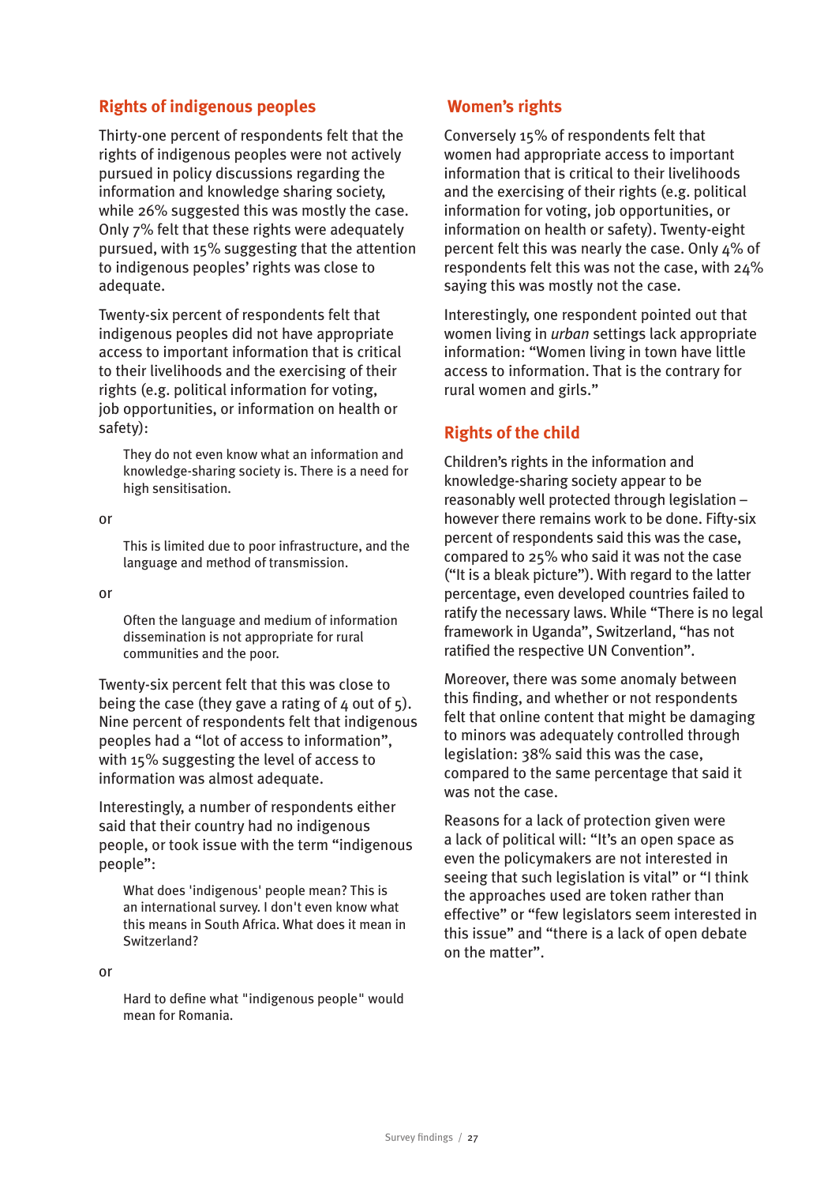## Rights of indigenous peoples

Thirty-one percent of respondents felt that the rights of indigenous peoples were not actively pursued in policy discussions regarding the information and knowledge sharing society, while 26% suggested this was mostly the case. Only 7% felt that these rights were adequately pursued, with 15% suggesting that the attention to indigenous peoples' rights was close to adequate.

Twenty-six percent of respondents felt that indigenous peoples did not have appropriate access to important information that is critical to their livelihoods and the exercising of their rights (e.g. political information for voting, job opportunities, or information on health or safety):

> They do not even know what an information and knowledge-sharing society is. There is a need for high sensitisation.

or

> This is limited due to poor infrastructure, and the language and method of transmission.

or

> Often the language and medium of information dissemination is not appropriate for rural communities and the poor.

Twenty-six percent felt that this was close to being the case (they gave a rating of 4 out of 5). Nine percent of respondents felt that indigenous peoples had a "lot of access to information", with 15% suggesting the level of access to information was almost adequate.

Interestingly, a number of respondents either said that their country had no indigenous people, or took issue with the term "indigenous people":

> What does 'indigenous' people mean? This is an international survey. I don't even know what this means in South Africa. What does it mean in Switzerland?

or

> Hard to define what "indigenous people" would mean for Romania.

## Women's rights

Conversely 15% of respondents felt that women had appropriate access to important information that is critical to their livelihoods and the exercising of their rights (e.g. political information for voting, job opportunities, or information on health or safety). Twenty-eight percent felt this was nearly the case. Only 4% of respondents felt this was not the case, with 24% saying this was mostly not the case.

Interestingly, one respondent pointed out that women living in *urban* settings lack appropriate information: "Women living in town have little access to information. That is the contrary for rural women and girls."

## Rights of the child

Children's rights in the information and knowledge-sharing society appear to be reasonably well protected through legislation – however there remains work to be done. Fifty-six percent of respondents said this was the case, compared to 25% who said it was not the case ("It is a bleak picture"). With regard to the latter percentage, even developed countries failed to ratify the necessary laws. While "There is no legal framework in Uganda", Switzerland, "has not ratified the respective UN Convention".

Moreover, there was some anomaly between this finding, and whether or not respondents felt that online content that might be damaging to minors was adequately controlled through legislation: 38% said this was the case, compared to the same percentage that said it was not the case.

Reasons for a lack of protection given were a lack of political will: "It's an open space as even the policymakers are not interested in seeing that such legislation is vital" or "I think the approaches used are token rather than effective" or "few legislators seem interested in this issue" and "there is a lack of open debate on the matter".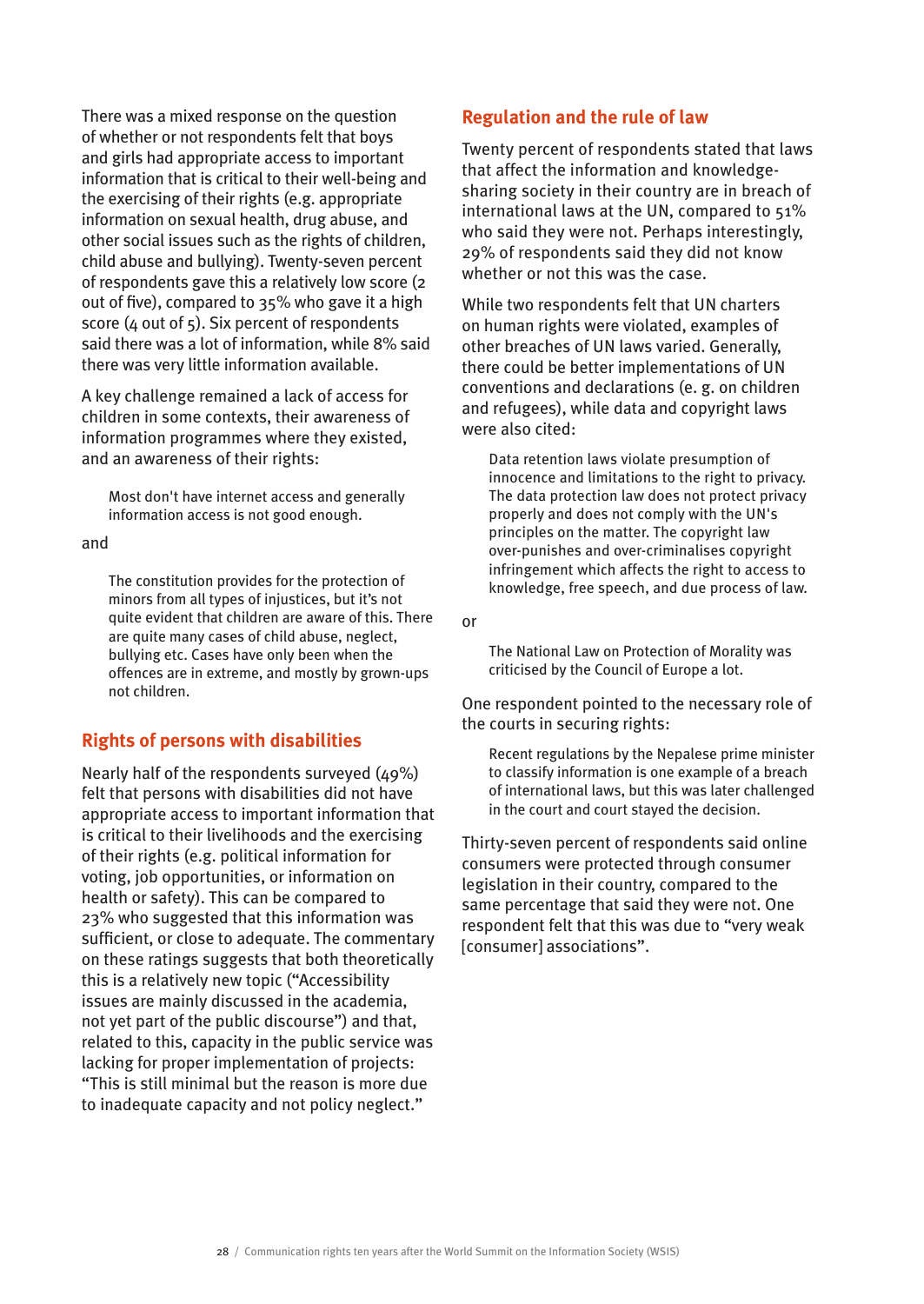There was a mixed response on the question of whether or not respondents felt that boys and girls had appropriate access to important information that is critical to their well-being and the exercising of their rights (e.g. appropriate information on sexual health, drug abuse, and other social issues such as the rights of children, child abuse and bullying). Twenty-seven percent of respondents gave this a relatively low score (2 out of five), compared to 35% who gave it a high score (4 out of 5). Six percent of respondents said there was a lot of information, while 8% said there was very little information available.

A key challenge remained a lack of access for children in some contexts, their awareness of information programmes where they existed, and an awareness of their rights:

> Most don't have internet access and generally information access is not good enough.

and

> The constitution provides for the protection of minors from all types of injustices, but it's not quite evident that children are aware of this. There are quite many cases of child abuse, neglect, bullying etc. Cases have only been when the offences are in extreme, and mostly by grown-ups not children.

## Rights of persons with disabilities

Nearly half of the respondents surveyed (49%) felt that persons with disabilities did not have appropriate access to important information that is critical to their livelihoods and the exercising of their rights (e.g. political information for voting, job opportunities, or information on health or safety). This can be compared to 23% who suggested that this information was sufficient, or close to adequate. The commentary on these ratings suggests that both theoretically this is a relatively new topic ("Accessibility issues are mainly discussed in the academia, not yet part of the public discourse") and that, related to this, capacity in the public service was lacking for proper implementation of projects: "This is still minimal but the reason is more due to inadequate capacity and not policy neglect."

## Regulation and the rule of law

Twenty percent of respondents stated that laws that affect the information and knowledge-sharing society in their country are in breach of international laws at the UN, compared to 51% who said they were not. Perhaps interestingly, 29% of respondents said they did not know whether or not this was the case.

While two respondents felt that UN charters on human rights were violated, examples of other breaches of UN laws varied. Generally, there could be better implementations of UN conventions and declarations (e. g. on children and refugees), while data and copyright laws were also cited:

> Data retention laws violate presumption of innocence and limitations to the right to privacy. The data protection law does not protect privacy properly and does not comply with the UN's principles on the matter. The copyright law over-punishes and over-criminalises copyright infringement which affects the right to access to knowledge, free speech, and due process of law.

or

> The National Law on Protection of Morality was criticised by the Council of Europe a lot.

One respondent pointed to the necessary role of the courts in securing rights:

> Recent regulations by the Nepalese prime minister to classify information is one example of a breach of international laws, but this was later challenged in the court and court stayed the decision.

Thirty-seven percent of respondents said online consumers were protected through consumer legislation in their country, compared to the same percentage that said they were not. One respondent felt that this was due to "very weak [consumer] associations".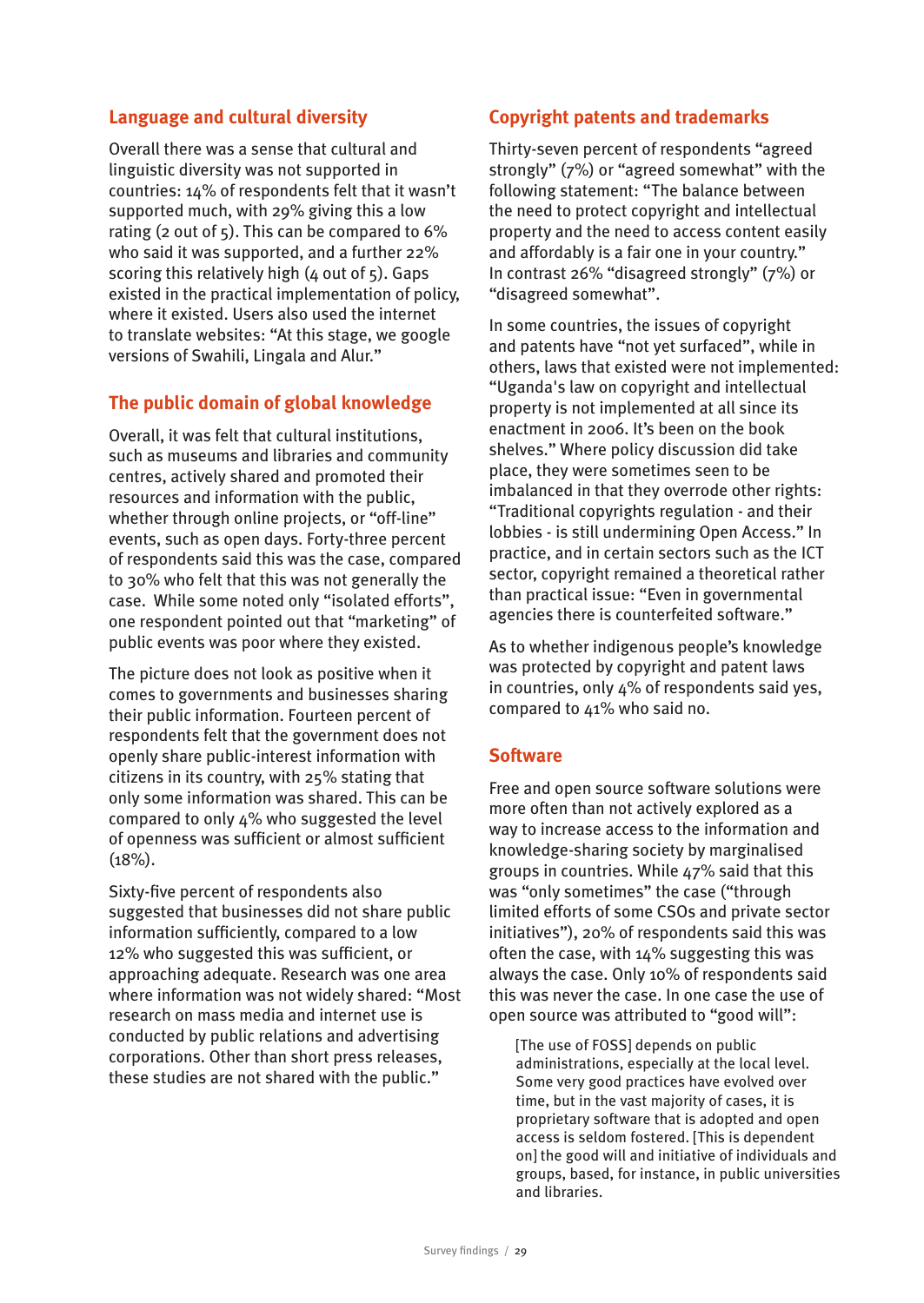## Language and cultural diversity

Overall there was a sense that cultural and linguistic diversity was not supported in countries: 14% of respondents felt that it wasn't supported much, with 29% giving this a low rating (2 out of 5). This can be compared to 6% who said it was supported, and a further 22% scoring this relatively high (4 out of 5). Gaps existed in the practical implementation of policy, where it existed. Users also used the internet to translate websites: "At this stage, we google versions of Swahili, Lingala and Alur."

## The public domain of global knowledge

Overall, it was felt that cultural institutions, such as museums and libraries and community centres, actively shared and promoted their resources and information with the public, whether through online projects, or "off-line" events, such as open days. Forty-three percent of respondents said this was the case, compared to 30% who felt that this was not generally the case. While some noted only "isolated efforts", one respondent pointed out that "marketing" of public events was poor where they existed.

The picture does not look as positive when it comes to governments and businesses sharing their public information. Fourteen percent of respondents felt that the government does not openly share public-interest information with citizens in its country, with 25% stating that only some information was shared. This can be compared to only 4% who suggested the level of openness was sufficient or almost sufficient (18%).

Sixty-five percent of respondents also suggested that businesses did not share public information sufficiently, compared to a low 12% who suggested this was sufficient, or approaching adequate. Research was one area where information was not widely shared: "Most research on mass media and internet use is conducted by public relations and advertising corporations. Other than short press releases, these studies are not shared with the public."

## Copyright patents and trademarks

Thirty-seven percent of respondents "agreed strongly" (7%) or "agreed somewhat" with the following statement: "The balance between the need to protect copyright and intellectual property and the need to access content easily and affordably is a fair one in your country." In contrast 26% "disagreed strongly" (7%) or "disagreed somewhat".

In some countries, the issues of copyright and patents have "not yet surfaced", while in others, laws that existed were not implemented: "Uganda's law on copyright and intellectual property is not implemented at all since its enactment in 2006. It's been on the book shelves." Where policy discussion did take place, they were sometimes seen to be imbalanced in that they overrode other rights: "Traditional copyrights regulation - and their lobbies - is still undermining Open Access." In practice, and in certain sectors such as the ICT sector, copyright remained a theoretical rather than practical issue: "Even in governmental agencies there is counterfeited software."

As to whether indigenous people's knowledge was protected by copyright and patent laws in countries, only 4% of respondents said yes, compared to 41% who said no.

## Software

Free and open source software solutions were more often than not actively explored as a way to increase access to the information and knowledge-sharing society by marginalised groups in countries. While 47% said that this was "only sometimes" the case ("through limited efforts of some CSOs and private sector initiatives"), 20% of respondents said this was often the case, with 14% suggesting this was always the case. Only 10% of respondents said this was never the case. In one case the use of open source was attributed to "good will":

> [The use of FOSS] depends on public administrations, especially at the local level. Some very good practices have evolved over time, but in the vast majority of cases, it is proprietary software that is adopted and open access is seldom fostered. [This is dependent on] the good will and initiative of individuals and groups, based, for instance, in public universities and libraries.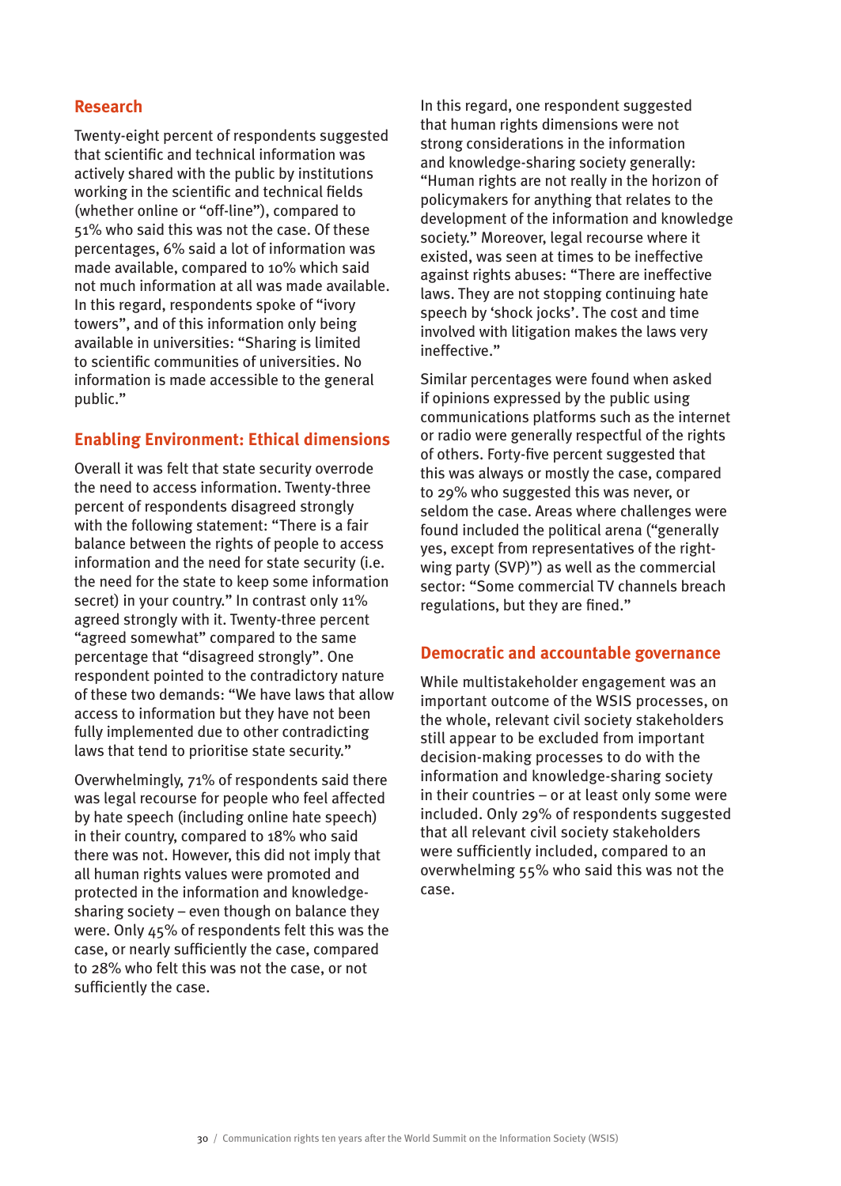## Research

Twenty-eight percent of respondents suggested that scientific and technical information was actively shared with the public by institutions working in the scientific and technical fields (whether online or "off-line"), compared to 51% who said this was not the case. Of these percentages, 6% said a lot of information was made available, compared to 10% which said not much information at all was made available. In this regard, respondents spoke of "ivory towers", and of this information only being available in universities: "Sharing is limited to scientific communities of universities. No information is made accessible to the general public."

## Enabling Environment: Ethical dimensions

Overall it was felt that state security overrode the need to access information. Twenty-three percent of respondents disagreed strongly with the following statement: "There is a fair balance between the rights of people to access information and the need for state security (i.e. the need for the state to keep some information secret) in your country." In contrast only 11% agreed strongly with it. Twenty-three percent "agreed somewhat" compared to the same percentage that "disagreed strongly". One respondent pointed to the contradictory nature of these two demands: "We have laws that allow access to information but they have not been fully implemented due to other contradicting laws that tend to prioritise state security."

Overwhelmingly, 71% of respondents said there was legal recourse for people who feel affected by hate speech (including online hate speech) in their country, compared to 18% who said there was not. However, this did not imply that all human rights values were promoted and protected in the information and knowledge-sharing society – even though on balance they were. Only 45% of respondents felt this was the case, or nearly sufficiently the case, compared to 28% who felt this was not the case, or not sufficiently the case.

In this regard, one respondent suggested that human rights dimensions were not strong considerations in the information and knowledge-sharing society generally: "Human rights are not really in the horizon of policymakers for anything that relates to the development of the information and knowledge society." Moreover, legal recourse where it existed, was seen at times to be ineffective against rights abuses: "There are ineffective laws. They are not stopping continuing hate speech by 'shock jocks'. The cost and time involved with litigation makes the laws very ineffective."

Similar percentages were found when asked if opinions expressed by the public using communications platforms such as the internet or radio were generally respectful of the rights of others. Forty-five percent suggested that this was always or mostly the case, compared to 29% who suggested this was never, or seldom the case. Areas where challenges were found included the political arena ("generally yes, except from representatives of the right-wing party (SVP)") as well as the commercial sector: "Some commercial TV channels breach regulations, but they are fined."

## Democratic and accountable governance

While multistakeholder engagement was an important outcome of the WSIS processes, on the whole, relevant civil society stakeholders still appear to be excluded from important decision-making processes to do with the information and knowledge-sharing society in their countries – or at least only some were included. Only 29% of respondents suggested that all relevant civil society stakeholders were sufficiently included, compared to an overwhelming 55% who said this was not the case.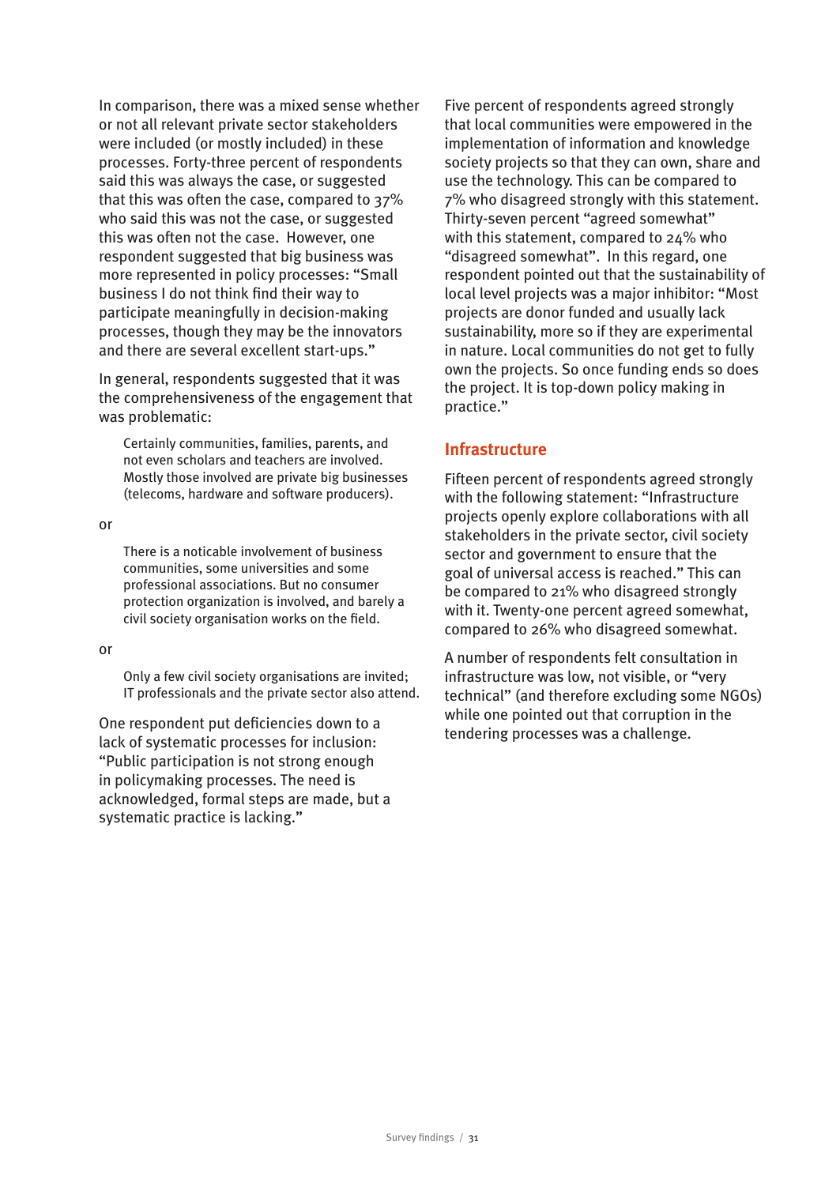In comparison, there was a mixed sense whether or not all relevant private sector stakeholders were included (or mostly included) in these processes. Forty-three percent of respondents said this was always the case, or suggested that this was often the case, compared to 37% who said this was not the case, or suggested this was often not the case. However, one respondent suggested that big business was more represented in policy processes: "Small business I do not think find their way to participate meaningfully in decision-making processes, though they may be the innovators and there are several excellent start-ups."

In general, respondents suggested that it was the comprehensiveness of the engagement that was problematic:

> Certainly communities, families, parents, and not even scholars and teachers are involved. Mostly those involved are private big businesses (telecoms, hardware and software producers).

or

> There is a noticable involvement of business communities, some universities and some professional associations. But no consumer protection organization is involved, and barely a civil society organisation works on the field.

or

> Only a few civil society organisations are invited; IT professionals and the private sector also attend.

One respondent put deficiencies down to a lack of systematic processes for inclusion: "Public participation is not strong enough in policymaking processes. The need is acknowledged, formal steps are made, but a systematic practice is lacking."

Five percent of respondents agreed strongly that local communities were empowered in the implementation of information and knowledge society projects so that they can own, share and use the technology. This can be compared to 7% who disagreed strongly with this statement. Thirty-seven percent "agreed somewhat" with this statement, compared to 24% who "disagreed somewhat". In this regard, one respondent pointed out that the sustainability of local level projects was a major inhibitor: "Most projects are donor funded and usually lack sustainability, more so if they are experimental in nature. Local communities do not get to fully own the projects. So once funding ends so does the project. It is top-down policy making in practice."

## Infrastructure

Fifteen percent of respondents agreed strongly with the following statement: "Infrastructure projects openly explore collaborations with all stakeholders in the private sector, civil society sector and government to ensure that the goal of universal access is reached." This can be compared to 21% who disagreed strongly with it. Twenty-one percent agreed somewhat, compared to 26% who disagreed somewhat.

A number of respondents felt consultation in infrastructure was low, not visible, or "very technical" (and therefore excluding some NGOs) while one pointed out that corruption in the tendering processes was a challenge.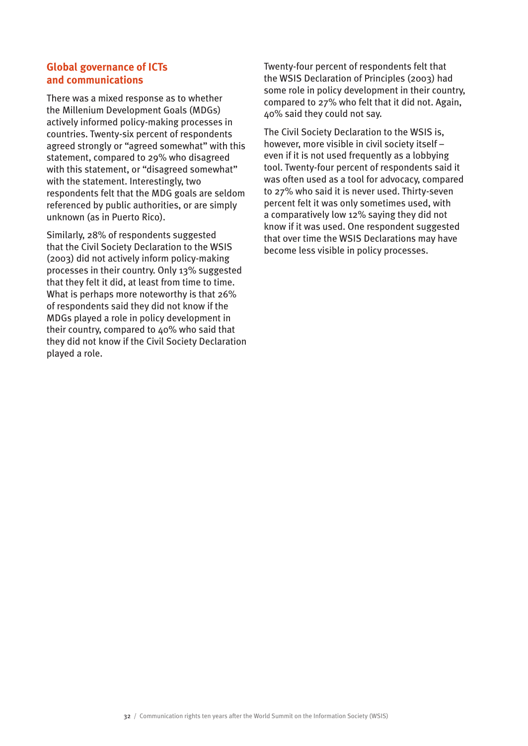## Global governance of ICTs and communications

There was a mixed response as to whether the Millenium Development Goals (MDGs) actively informed policy-making processes in countries. Twenty-six percent of respondents agreed strongly or "agreed somewhat" with this statement, compared to 29% who disagreed with this statement, or "disagreed somewhat" with the statement. Interestingly, two respondents felt that the MDG goals are seldom referenced by public authorities, or are simply unknown (as in Puerto Rico).

Similarly, 28% of respondents suggested that the Civil Society Declaration to the WSIS (2003) did not actively inform policy-making processes in their country. Only 13% suggested that they felt it did, at least from time to time. What is perhaps more noteworthy is that 26% of respondents said they did not know if the MDGs played a role in policy development in their country, compared to 40% who said that they did not know if the Civil Society Declaration played a role.

Twenty-four percent of respondents felt that the WSIS Declaration of Principles (2003) had some role in policy development in their country, compared to 27% who felt that it did not. Again, 40% said they could not say.

The Civil Society Declaration to the WSIS is, however, more visible in civil society itself – even if it is not used frequently as a lobbying tool. Twenty-four percent of respondents said it was often used as a tool for advocacy, compared to 27% who said it is never used. Thirty-seven percent felt it was only sometimes used, with a comparatively low 12% saying they did not know if it was used. One respondent suggested that over time the WSIS Declarations may have become less visible in policy processes.